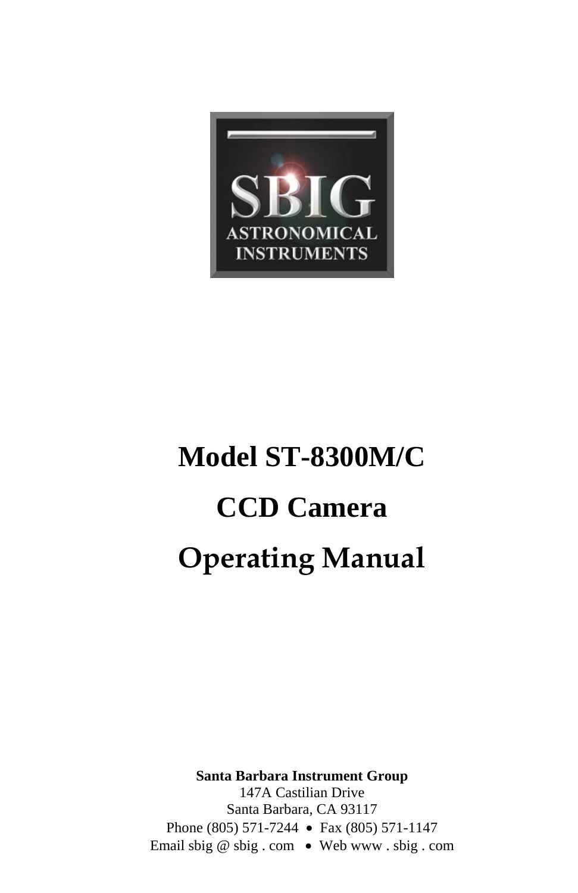SBIG

ASTRONOMICAL INSTRUMENTS

# Model ST-8300M/C

# CCD Camera

# Operating Manual

**Santa Barbara Instrument Group**
147A Castilian Drive
Santa Barbara, CA 93117
Phone (805) 571-7244 • Fax (805) 571-1147
Email sbig @ sbig . com • Web www . sbig . com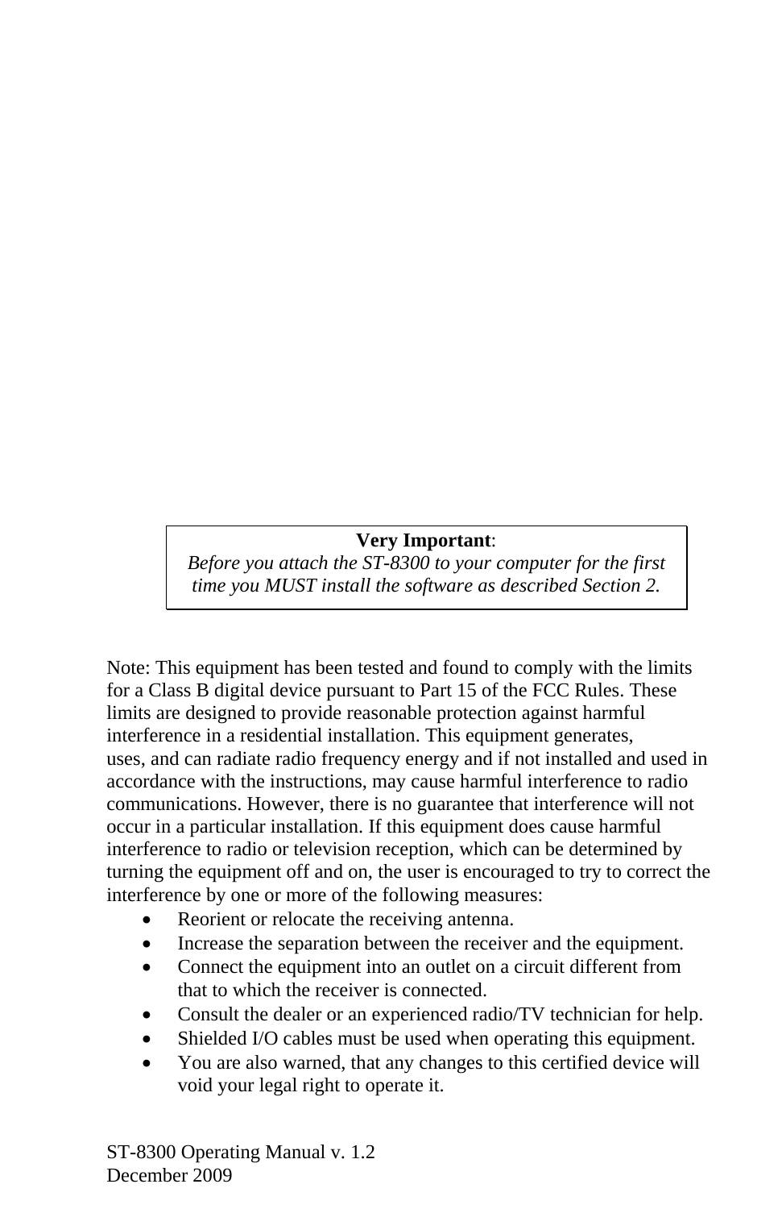**Very Important**:
*Before you attach the ST-8300 to your computer for the first time you MUST install the software as described Section 2.*

Note: This equipment has been tested and found to comply with the limits for a Class B digital device pursuant to Part 15 of the FCC Rules. These limits are designed to provide reasonable protection against harmful interference in a residential installation. This equipment generates, uses, and can radiate radio frequency energy and if not installed and used in accordance with the instructions, may cause harmful interference to radio communications. However, there is no guarantee that interference will not occur in a particular installation. If this equipment does cause harmful interference to radio or television reception, which can be determined by turning the equipment off and on, the user is encouraged to try to correct the interference by one or more of the following measures:

- Reorient or relocate the receiving antenna.
- Increase the separation between the receiver and the equipment.
- Connect the equipment into an outlet on a circuit different from that to which the receiver is connected.
- Consult the dealer or an experienced radio/TV technician for help.
- Shielded I/O cables must be used when operating this equipment.
- You are also warned, that any changes to this certified device will void your legal right to operate it.

ST-8300 Operating Manual v. 1.2
December 2009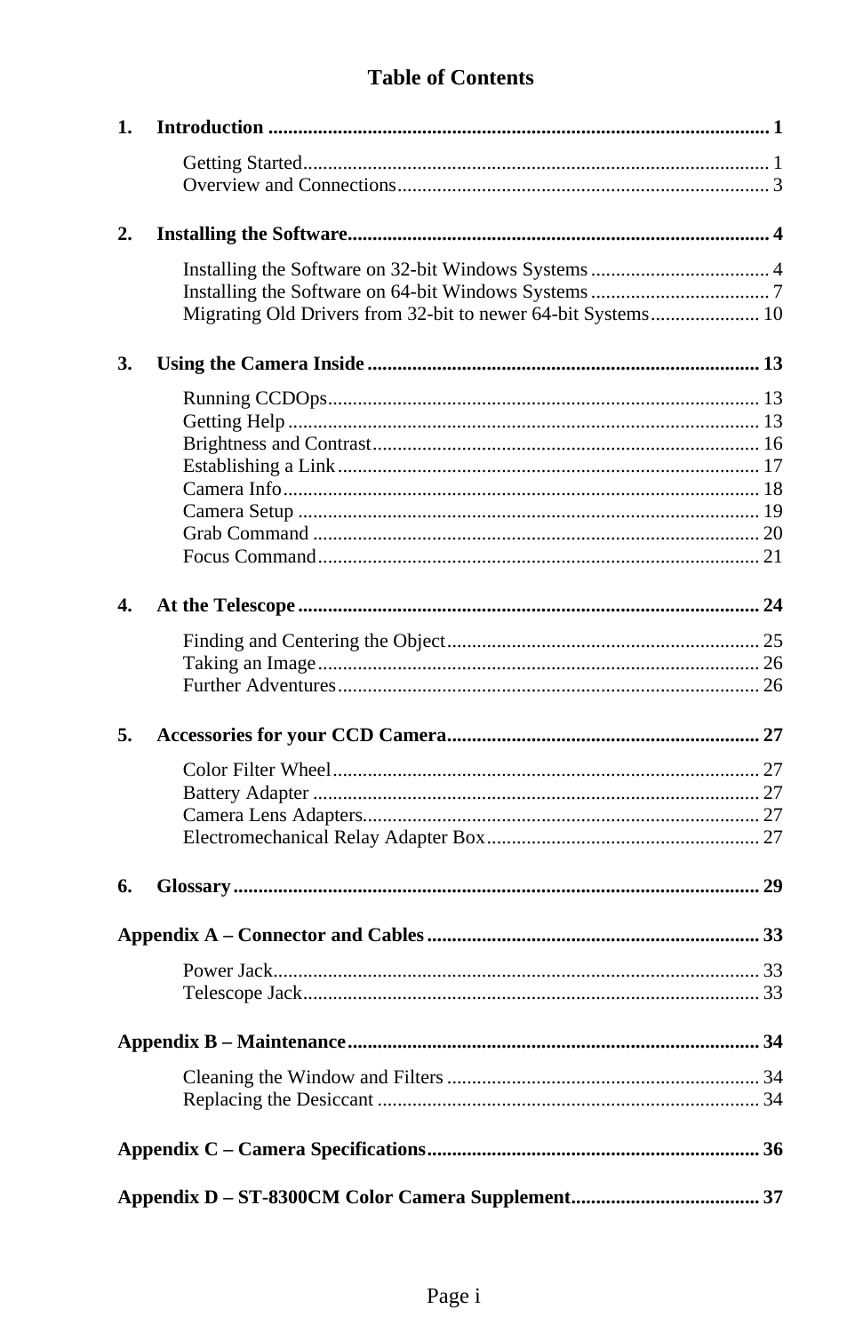# Table of Contents

**1. Introduction** .... 1

- Getting Started .... 1
- Overview and Connections .... 3

**2. Installing the Software** .... 4

- Installing the Software on 32-bit Windows Systems .... 4
- Installing the Software on 64-bit Windows Systems .... 7
- Migrating Old Drivers from 32-bit to newer 64-bit Systems .... 10

**3. Using the Camera Inside** .... 13

- Running CCDOps .... 13
- Getting Help .... 13
- Brightness and Contrast .... 16
- Establishing a Link .... 17
- Camera Info .... 18
- Camera Setup .... 19
- Grab Command .... 20
- Focus Command .... 21

**4. At the Telescope** .... 24

- Finding and Centering the Object .... 25
- Taking an Image .... 26
- Further Adventures .... 26

**5. Accessories for your CCD Camera** .... 27

- Color Filter Wheel .... 27
- Battery Adapter .... 27
- Camera Lens Adapters .... 27
- Electromechanical Relay Adapter Box .... 27

**6. Glossary** .... 29

**Appendix A – Connector and Cables** .... 33

- Power Jack .... 33
- Telescope Jack .... 33

**Appendix B – Maintenance** .... 34

- Cleaning the Window and Filters .... 34
- Replacing the Desiccant .... 34

**Appendix C – Camera Specifications** .... 36

**Appendix D – ST-8300CM Color Camera Supplement** .... 37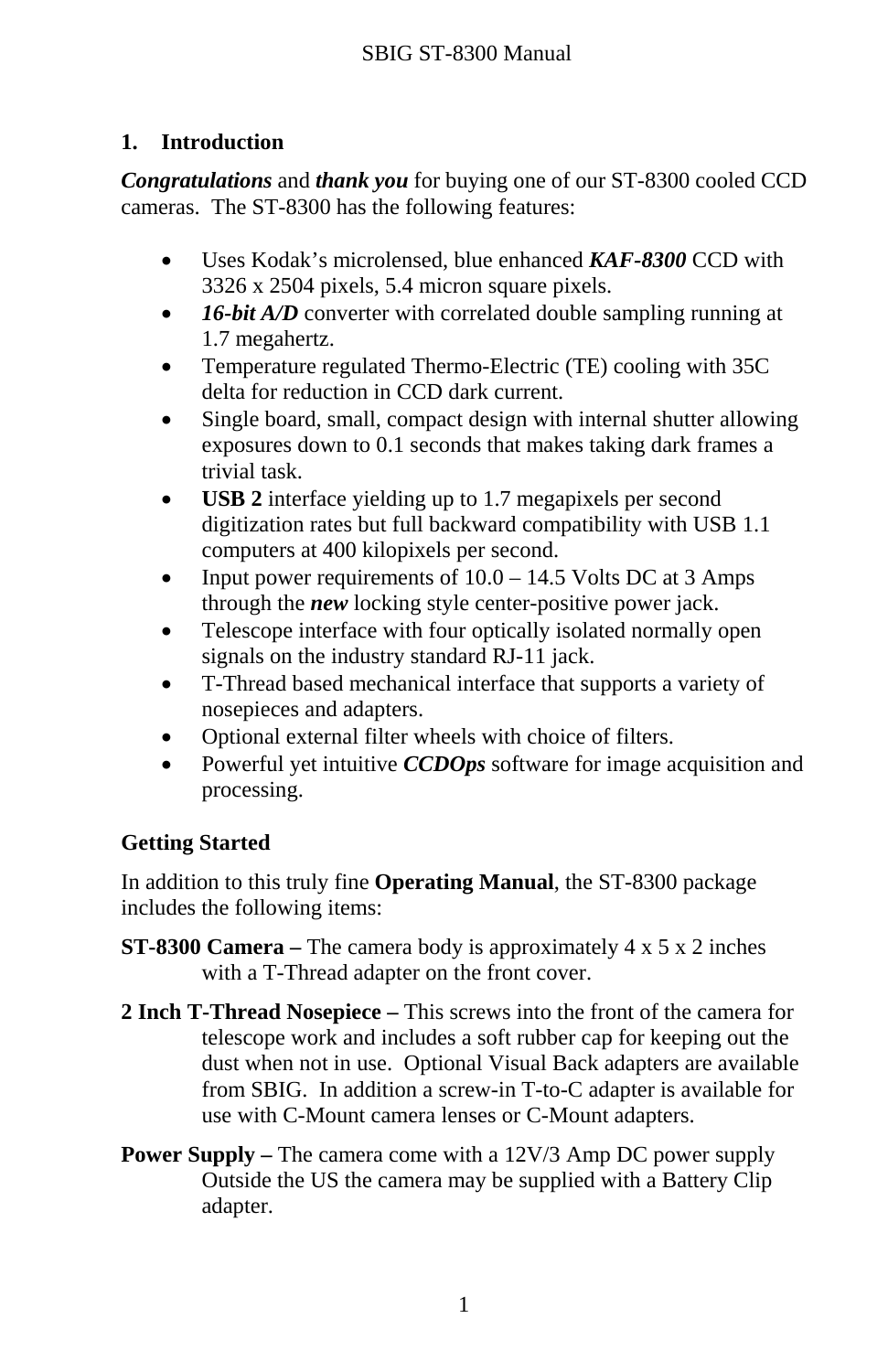## 1. Introduction

***Congratulations*** and ***thank you*** for buying one of our ST-8300 cooled CCD cameras. The ST-8300 has the following features:

- Uses Kodak's microlensed, blue enhanced ***KAF-8300*** CCD with 3326 x 2504 pixels, 5.4 micron square pixels.
- ***16-bit A/D*** converter with correlated double sampling running at 1.7 megahertz.
- Temperature regulated Thermo-Electric (TE) cooling with 35C delta for reduction in CCD dark current.
- Single board, small, compact design with internal shutter allowing exposures down to 0.1 seconds that makes taking dark frames a trivial task.
- **USB 2** interface yielding up to 1.7 megapixels per second digitization rates but full backward compatibility with USB 1.1 computers at 400 kilopixels per second.
- Input power requirements of 10.0 – 14.5 Volts DC at 3 Amps through the ***new*** locking style center-positive power jack.
- Telescope interface with four optically isolated normally open signals on the industry standard RJ-11 jack.
- T-Thread based mechanical interface that supports a variety of nosepieces and adapters.
- Optional external filter wheels with choice of filters.
- Powerful yet intuitive ***CCDOps*** software for image acquisition and processing.

### Getting Started

In addition to this truly fine **Operating Manual**, the ST-8300 package includes the following items:

**ST-8300 Camera –** The camera body is approximately 4 x 5 x 2 inches with a T-Thread adapter on the front cover.

**2 Inch T-Thread Nosepiece –** This screws into the front of the camera for telescope work and includes a soft rubber cap for keeping out the dust when not in use. Optional Visual Back adapters are available from SBIG. In addition a screw-in T-to-C adapter is available for use with C-Mount camera lenses or C-Mount adapters.

**Power Supply –** The camera come with a 12V/3 Amp DC power supply Outside the US the camera may be supplied with a Battery Clip adapter.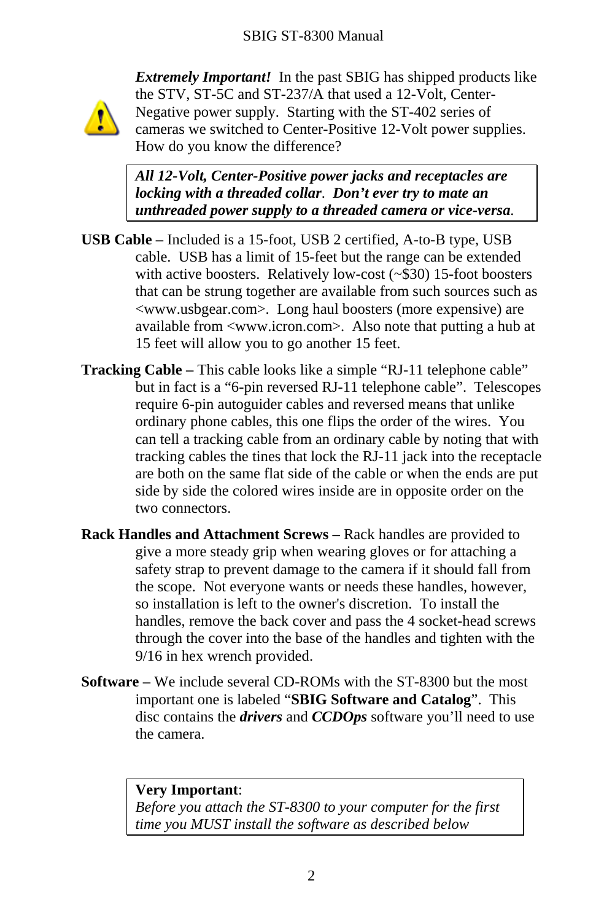***Extremely Important!*** In the past SBIG has shipped products like the STV, ST-5C and ST-237/A that used a 12-Volt, Center-Negative power supply. Starting with the ST-402 series of cameras we switched to Center-Positive 12-Volt power supplies. How do you know the difference?

> ***All 12-Volt, Center-Positive power jacks and receptacles are locking with a threaded collar. Don't ever try to mate an unthreaded power supply to a threaded camera or vice-versa.***

**USB Cable –** Included is a 15-foot, USB 2 certified, A-to-B type, USB cable. USB has a limit of 15-feet but the range can be extended with active boosters. Relatively low-cost (~$30) 15-foot boosters that can be strung together are available from such sources such as <www.usbgear.com>. Long haul boosters (more expensive) are available from <www.icron.com>. Also note that putting a hub at 15 feet will allow you to go another 15 feet.

**Tracking Cable –** This cable looks like a simple "RJ-11 telephone cable" but in fact is a "6-pin reversed RJ-11 telephone cable". Telescopes require 6-pin autoguider cables and reversed means that unlike ordinary phone cables, this one flips the order of the wires. You can tell a tracking cable from an ordinary cable by noting that with tracking cables the tines that lock the RJ-11 jack into the receptacle are both on the same flat side of the cable or when the ends are put side by side the colored wires inside are in opposite order on the two connectors.

**Rack Handles and Attachment Screws –** Rack handles are provided to give a more steady grip when wearing gloves or for attaching a safety strap to prevent damage to the camera if it should fall from the scope. Not everyone wants or needs these handles, however, so installation is left to the owner's discretion. To install the handles, remove the back cover and pass the 4 socket-head screws through the cover into the base of the handles and tighten with the 9/16 in hex wrench provided.

**Software –** We include several CD-ROMs with the ST-8300 but the most important one is labeled "**SBIG Software and Catalog**". This disc contains the ***drivers*** and ***CCDOps*** software you'll need to use the camera.

> **Very Important**:
> *Before you attach the ST-8300 to your computer for the first time you MUST install the software as described below*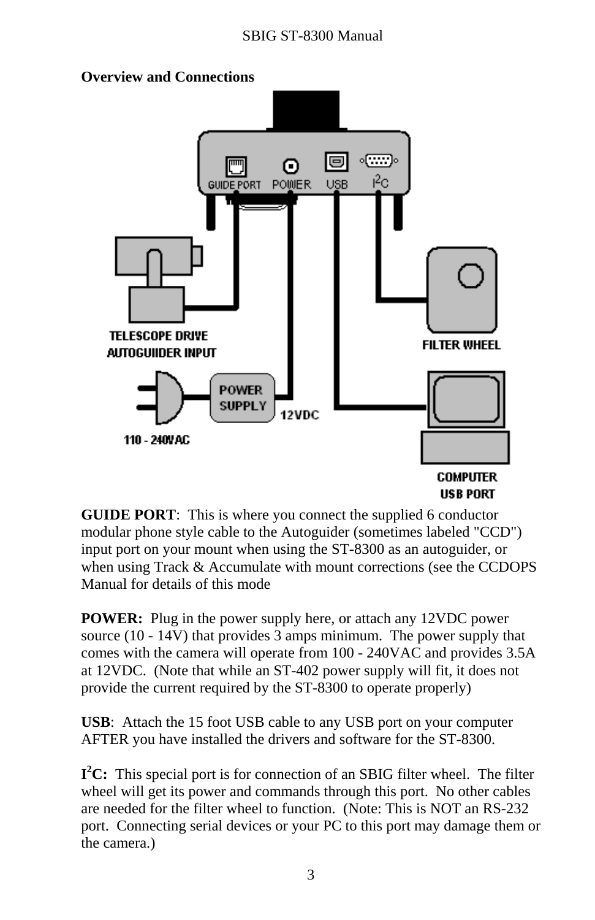## Overview and Connections

**GUIDE PORT**: This is where you connect the supplied 6 conductor modular phone style cable to the Autoguider (sometimes labeled "CCD") input port on your mount when using the ST-8300 as an autoguider, or when using Track & Accumulate with mount corrections (see the CCDOPS Manual for details of this mode

**POWER:** Plug in the power supply here, or attach any 12VDC power source (10 - 14V) that provides 3 amps minimum. The power supply that comes with the camera will operate from 100 - 240VAC and provides 3.5A at 12VDC. (Note that while an ST-402 power supply will fit, it does not provide the current required by the ST-8300 to operate properly)

**USB**: Attach the 15 foot USB cable to any USB port on your computer AFTER you have installed the drivers and software for the ST-8300.

**$I^2C$:** This special port is for connection of an SBIG filter wheel. The filter wheel will get its power and commands through this port. No other cables are needed for the filter wheel to function. (Note: This is NOT an RS-232 port. Connecting serial devices or your PC to this port may damage them or the camera.)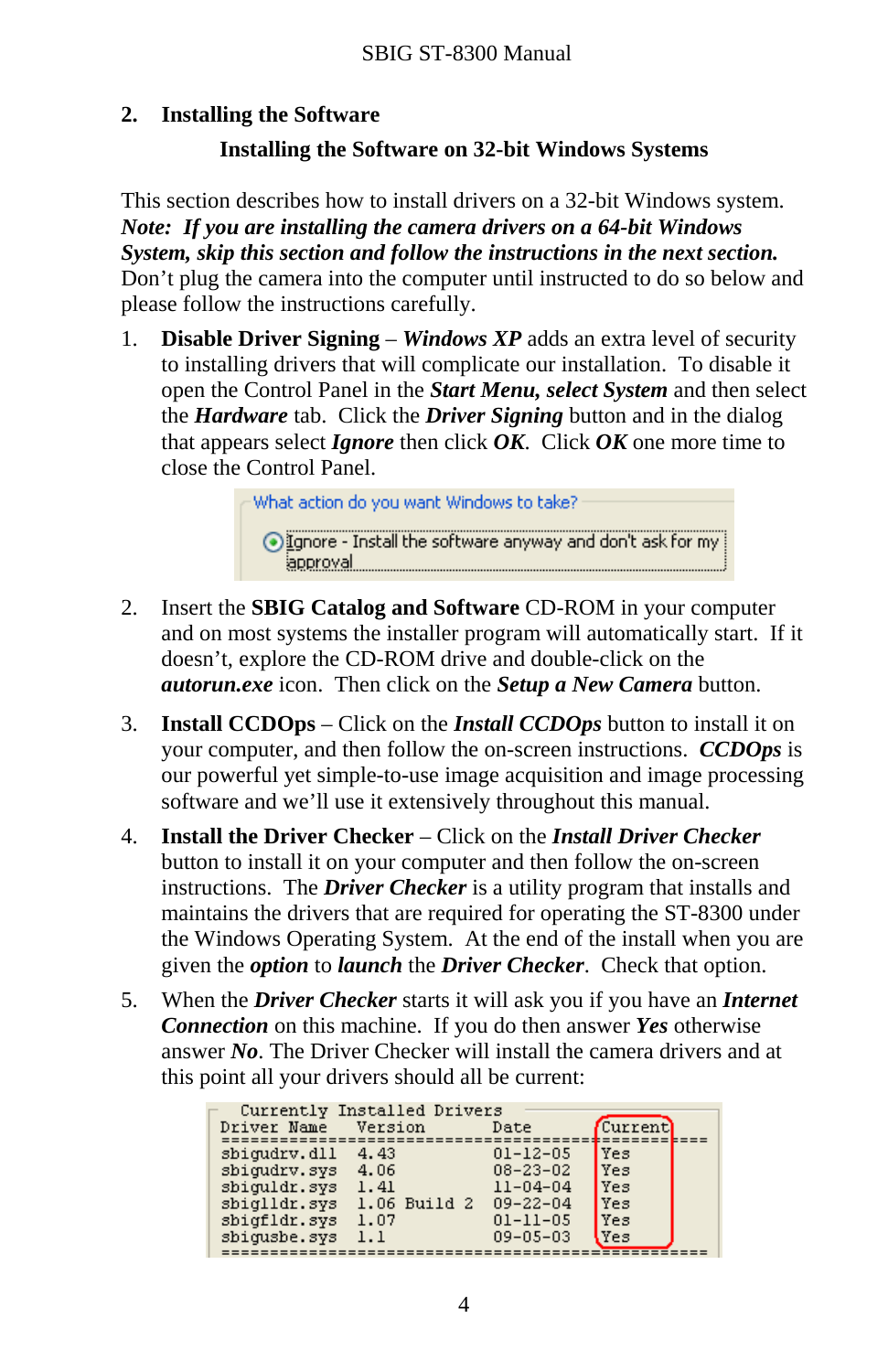## 2. Installing the Software

### Installing the Software on 32-bit Windows Systems

This section describes how to install drivers on a 32-bit Windows system. ***Note: If you are installing the camera drivers on a 64-bit Windows System, skip this section and follow the instructions in the next section.*** Don't plug the camera into the computer until instructed to do so below and please follow the instructions carefully.

1. **Disable Driver Signing** – ***Windows XP*** adds an extra level of security to installing drivers that will complicate our installation. To disable it open the Control Panel in the ***Start Menu, select System*** and then select the ***Hardware*** tab. Click the ***Driver Signing*** button and in the dialog that appears select ***Ignore*** then click ***OK***. Click ***OK*** one more time to close the Control Panel.

   What action do you want Windows to take?

   Ignore - Install the software anyway and don't ask for my approval

2. Insert the **SBIG Catalog and Software** CD-ROM in your computer and on most systems the installer program will automatically start. If it doesn't, explore the CD-ROM drive and double-click on the ***autorun.exe*** icon. Then click on the ***Setup a New Camera*** button.

3. **Install CCDOps** – Click on the ***Install CCDOps*** button to install it on your computer, and then follow the on-screen instructions. ***CCDOps*** is our powerful yet simple-to-use image acquisition and image processing software and we'll use it extensively throughout this manual.

4. **Install the Driver Checker** – Click on the ***Install Driver Checker*** button to install it on your computer and then follow the on-screen instructions. The ***Driver Checker*** is a utility program that installs and maintains the drivers that are required for operating the ST-8300 under the Windows Operating System. At the end of the install when you are given the ***option*** to ***launch*** the ***Driver Checker***. Check that option.

5. When the ***Driver Checker*** starts it will ask you if you have an ***Internet Connection*** on this machine. If you do then answer ***Yes*** otherwise answer ***No***. The Driver Checker will install the camera drivers and at this point all your drivers should all be current:

```
  Currently Installed Drivers
Driver Name   Version         Date       Current
================================================
sbigudrv.dll  4.43            01-12-05   Yes
sbigudrv.sys  4.06            08-23-02   Yes
sbiguldr.sys  1.41            11-04-04   Yes
sbiglldr.sys  1.06 Build 2    09-22-04   Yes
sbigfldr.sys  1.07            01-11-05   Yes
sbigusbe.sys  1.1             09-05-03   Yes
================================================
```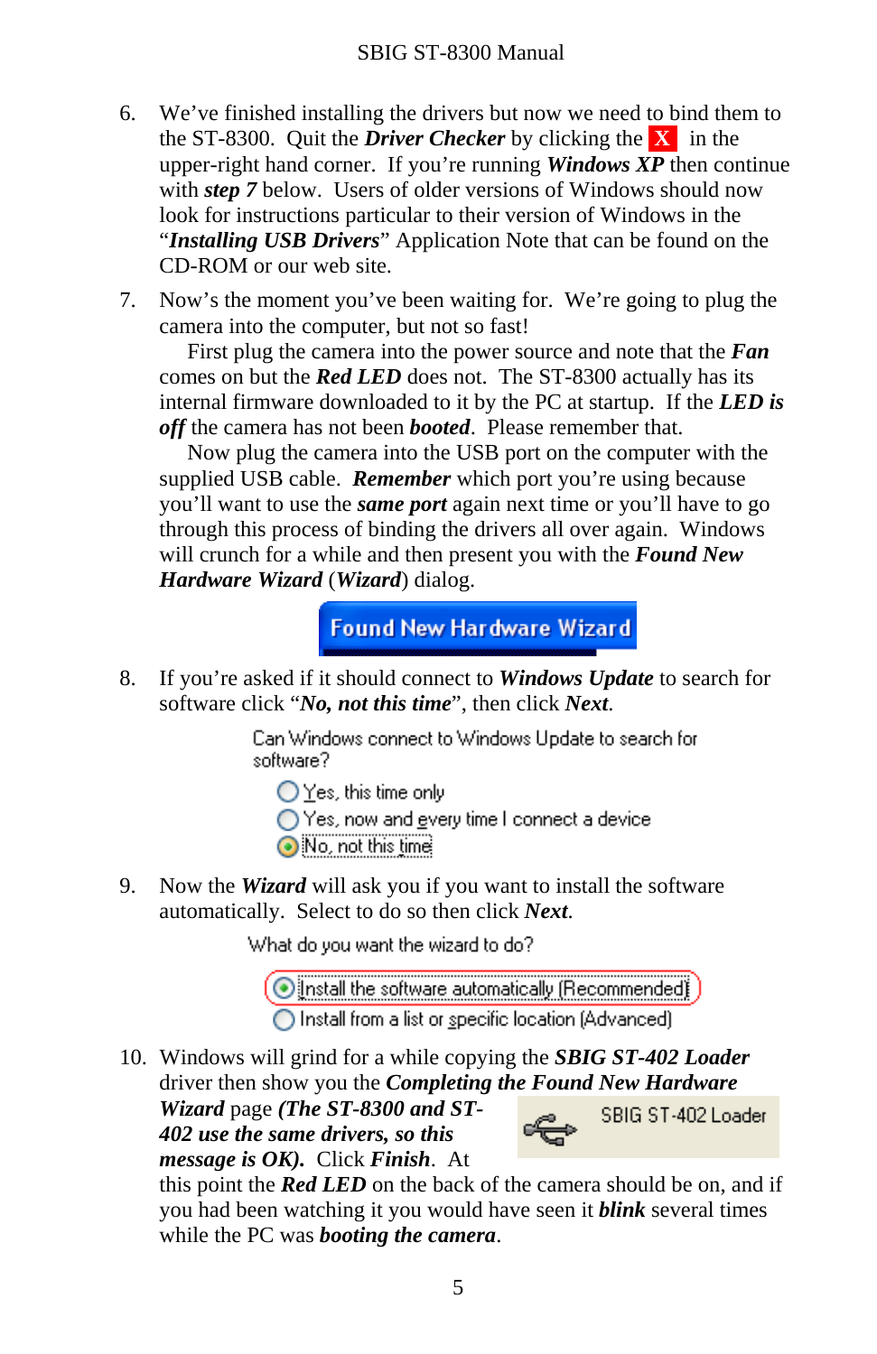6. We've finished installing the drivers but now we need to bind them to the ST-8300. Quit the ***Driver Checker*** by clicking the **X** in the upper-right hand corner. If you're running ***Windows XP*** then continue with ***step 7*** below. Users of older versions of Windows should now look for instructions particular to their version of Windows in the "***Installing USB Drivers***" Application Note that can be found on the CD-ROM or our web site.

7. Now's the moment you've been waiting for. We're going to plug the camera into the computer, but not so fast!

   First plug the camera into the power source and note that the ***Fan*** comes on but the ***Red LED*** does not. The ST-8300 actually has its internal firmware downloaded to it by the PC at startup. If the ***LED is off*** the camera has not been ***booted***. Please remember that.

   Now plug the camera into the USB port on the computer with the supplied USB cable. ***Remember*** which port you're using because you'll want to use the ***same port*** again next time or you'll have to go through this process of binding the drivers all over again. Windows will crunch for a while and then present you with the ***Found New Hardware Wizard*** (***Wizard***) dialog.

   Found New Hardware Wizard

8. If you're asked if it should connect to ***Windows Update*** to search for software click "***No, not this time***", then click ***Next***.

   Can Windows connect to Windows Update to search for software?

   - Yes, this time only
   - Yes, now and every time I connect a device
   - No, not this time

9. Now the ***Wizard*** will ask you if you want to install the software automatically. Select to do so then click ***Next***.

   What do you want the wizard to do?

   - Install the software automatically (Recommended)
   - Install from a list or specific location (Advanced)

10. Windows will grind for a while copying the ***SBIG ST-402 Loader*** driver then show you the ***Completing the Found New Hardware Wizard*** page ***(The ST-8300 and ST-402 use the same drivers, so this message is OK).*** Click ***Finish***. At this point the ***Red LED*** on the back of the camera should be on, and if you had been watching it you would have seen it ***blink*** several times while the PC was ***booting the camera***.

    SBIG ST-402 Loader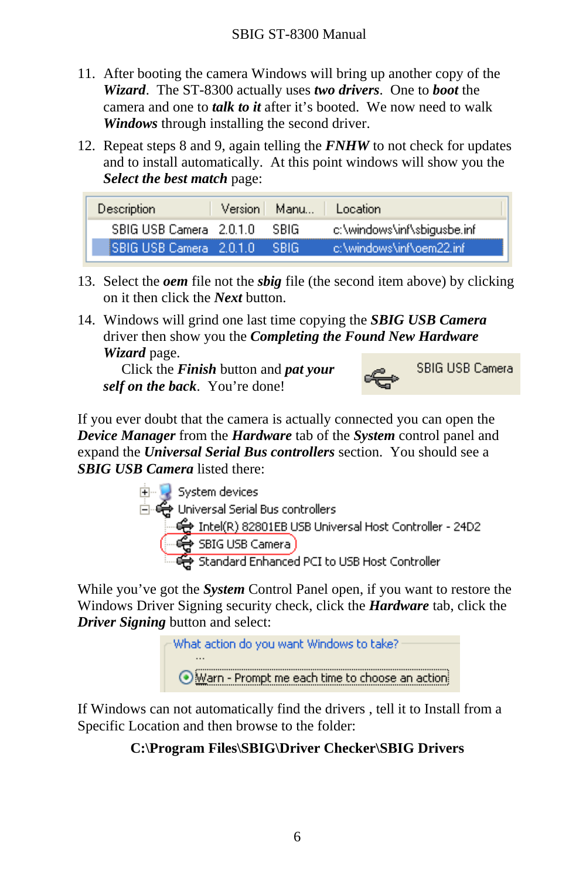11. After booting the camera Windows will bring up another copy of the ***Wizard***. The ST-8300 actually uses ***two drivers***. One to ***boot*** the camera and one to ***talk to it*** after it's booted. We now need to walk ***Windows*** through installing the second driver.

12. Repeat steps 8 and 9, again telling the ***FNHW*** to not check for updates and to install automatically. At this point windows will show you the ***Select the best match*** page:

| Description | Version | Manu... | Location |
|---|---|---|---|
| SBIG USB Camera | 2.0.1.0 | SBIG | c:\windows\inf\sbigusbe.inf |
| SBIG USB Camera | 2.0.1.0 | SBIG | c:\windows\inf\oem22.inf |

13. Select the ***oem*** file not the ***sbig*** file (the second item above) by clicking on it then click the ***Next*** button.

14. Windows will grind one last time copying the ***SBIG USB Camera*** driver then show you the ***Completing the Found New Hardware Wizard*** page.

    Click the ***Finish*** button and ***pat your self on the back***. You're done!

    SBIG USB Camera

If you ever doubt that the camera is actually connected you can open the ***Device Manager*** from the ***Hardware*** tab of the ***System*** control panel and expand the ***Universal Serial Bus controllers*** section. You should see a ***SBIG USB Camera*** listed there:

- System devices
- Universal Serial Bus controllers
  - Intel(R) 82801EB USB Universal Host Controller - 24D2
  - SBIG USB Camera
  - Standard Enhanced PCI to USB Host Controller

While you've got the ***System*** Control Panel open, if you want to restore the Windows Driver Signing security check, click the ***Hardware*** tab, click the ***Driver Signing*** button and select:

What action do you want Windows to take?

...

Warn - Prompt me each time to choose an action

If Windows can not automatically find the drivers , tell it to Install from a Specific Location and then browse to the folder:

**C:\Program Files\SBIG\Driver Checker\SBIG Drivers**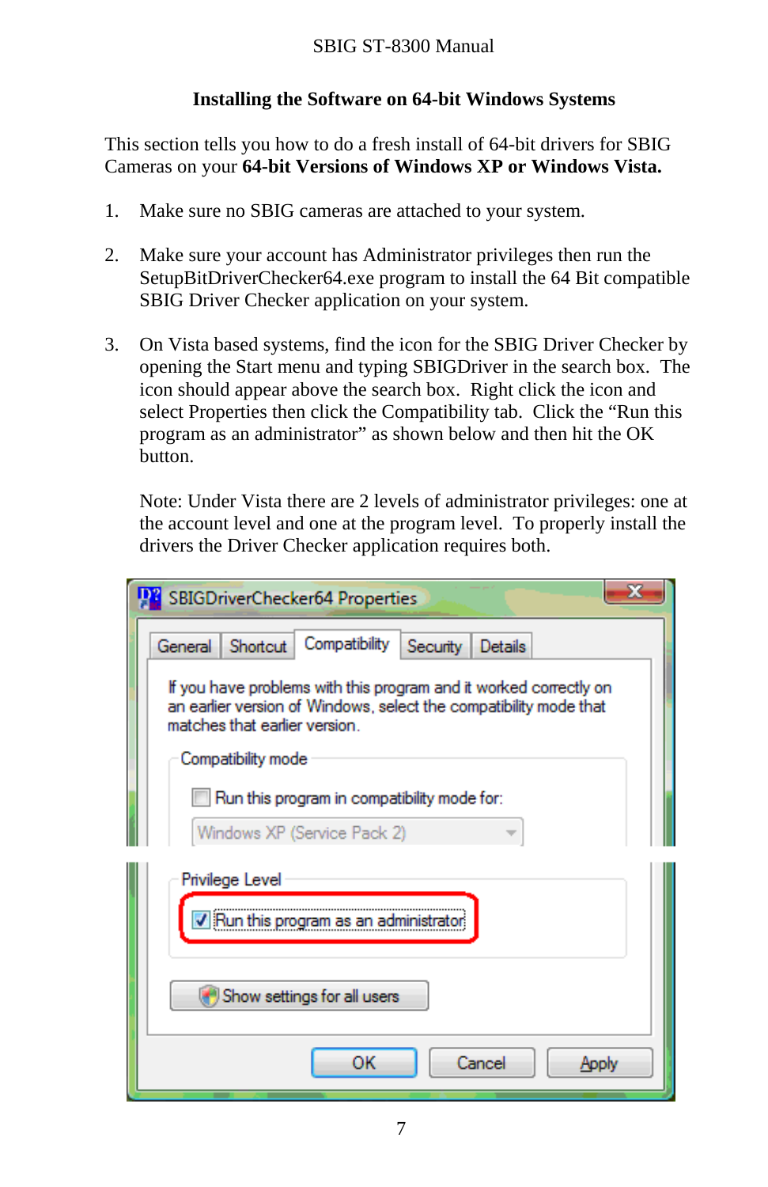## Installing the Software on 64-bit Windows Systems

This section tells you how to do a fresh install of 64-bit drivers for SBIG Cameras on your **64-bit Versions of Windows XP or Windows Vista.**

1. Make sure no SBIG cameras are attached to your system.

2. Make sure your account has Administrator privileges then run the SetupBitDriverChecker64.exe program to install the 64 Bit compatible SBIG Driver Checker application on your system.

3. On Vista based systems, find the icon for the SBIG Driver Checker by opening the Start menu and typing SBIGDriver in the search box. The icon should appear above the search box. Right click the icon and select Properties then click the Compatibility tab. Click the "Run this program as an administrator" as shown below and then hit the OK button.

   Note: Under Vista there are 2 levels of administrator privileges: one at the account level and one at the program level. To properly install the drivers the Driver Checker application requires both.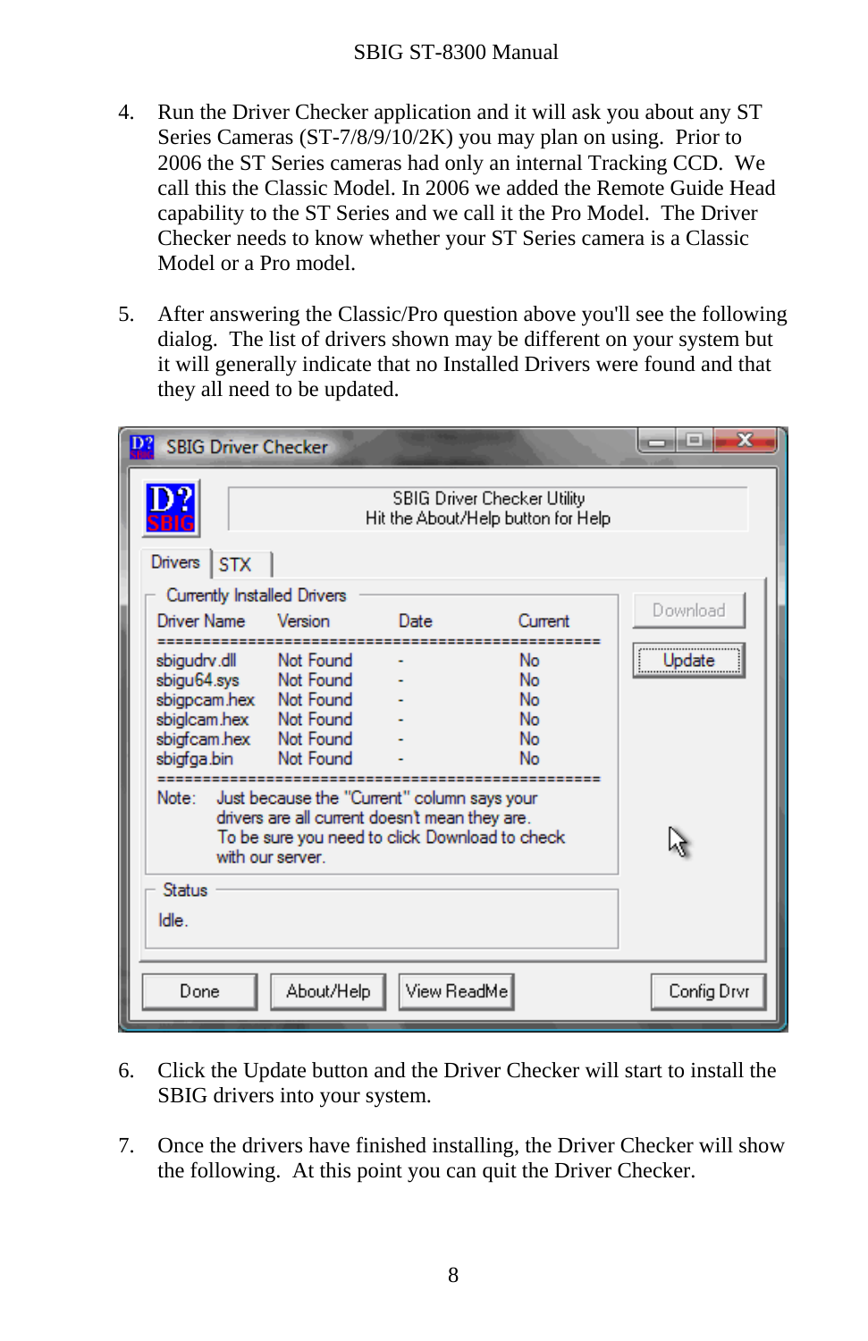4. Run the Driver Checker application and it will ask you about any ST Series Cameras (ST-7/8/9/10/2K) you may plan on using. Prior to 2006 the ST Series cameras had only an internal Tracking CCD. We call this the Classic Model. In 2006 we added the Remote Guide Head capability to the ST Series and we call it the Pro Model. The Driver Checker needs to know whether your ST Series camera is a Classic Model or a Pro model.

5. After answering the Classic/Pro question above you'll see the following dialog. The list of drivers shown may be different on your system but it will generally indicate that no Installed Drivers were found and that they all need to be updated.

6. Click the Update button and the Driver Checker will start to install the SBIG drivers into your system.

7. Once the drivers have finished installing, the Driver Checker will show the following. At this point you can quit the Driver Checker.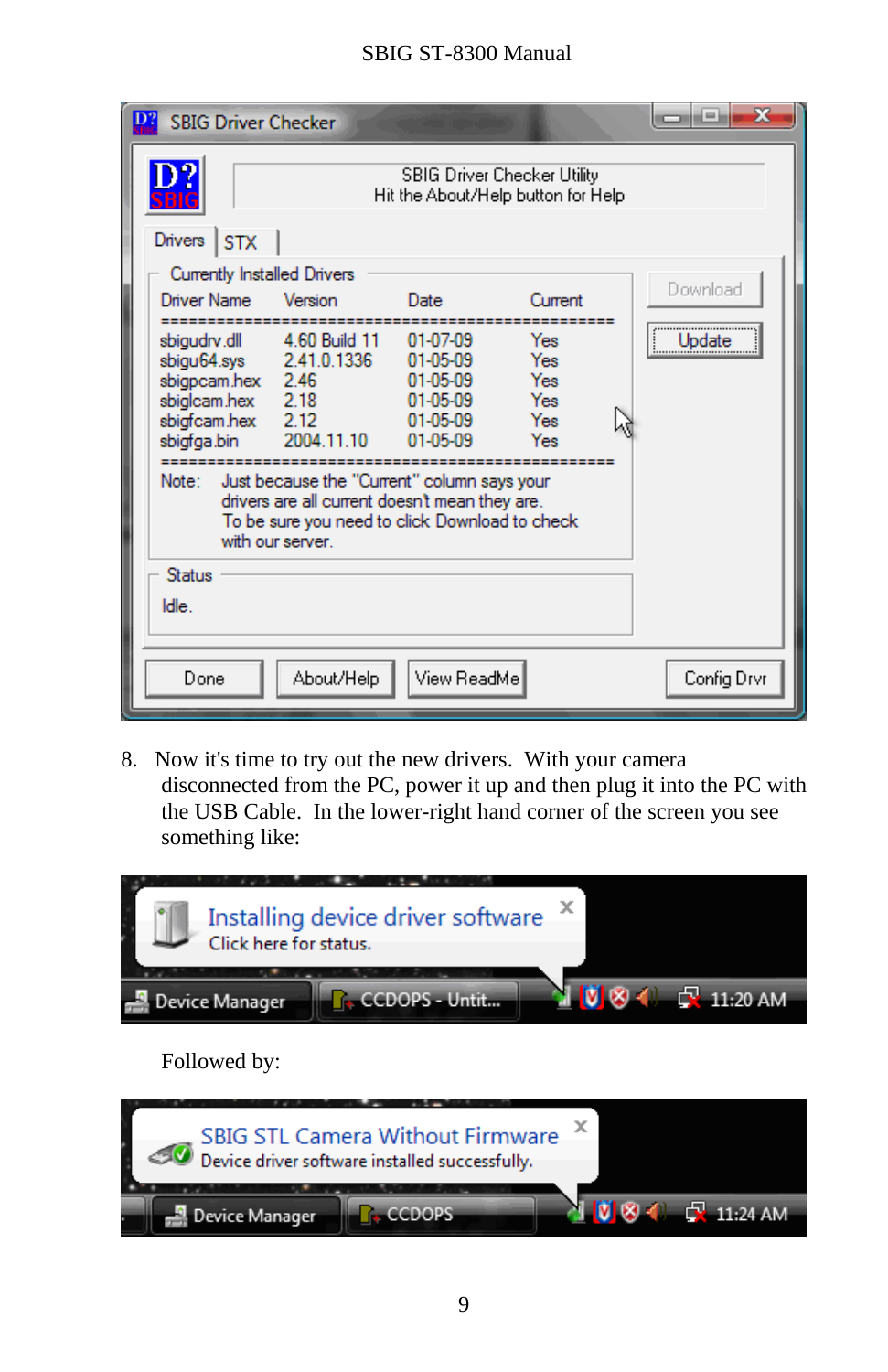8. Now it's time to try out the new drivers. With your camera disconnected from the PC, power it up and then plug it into the PC with the USB Cable. In the lower-right hand corner of the screen you see something like:

Followed by: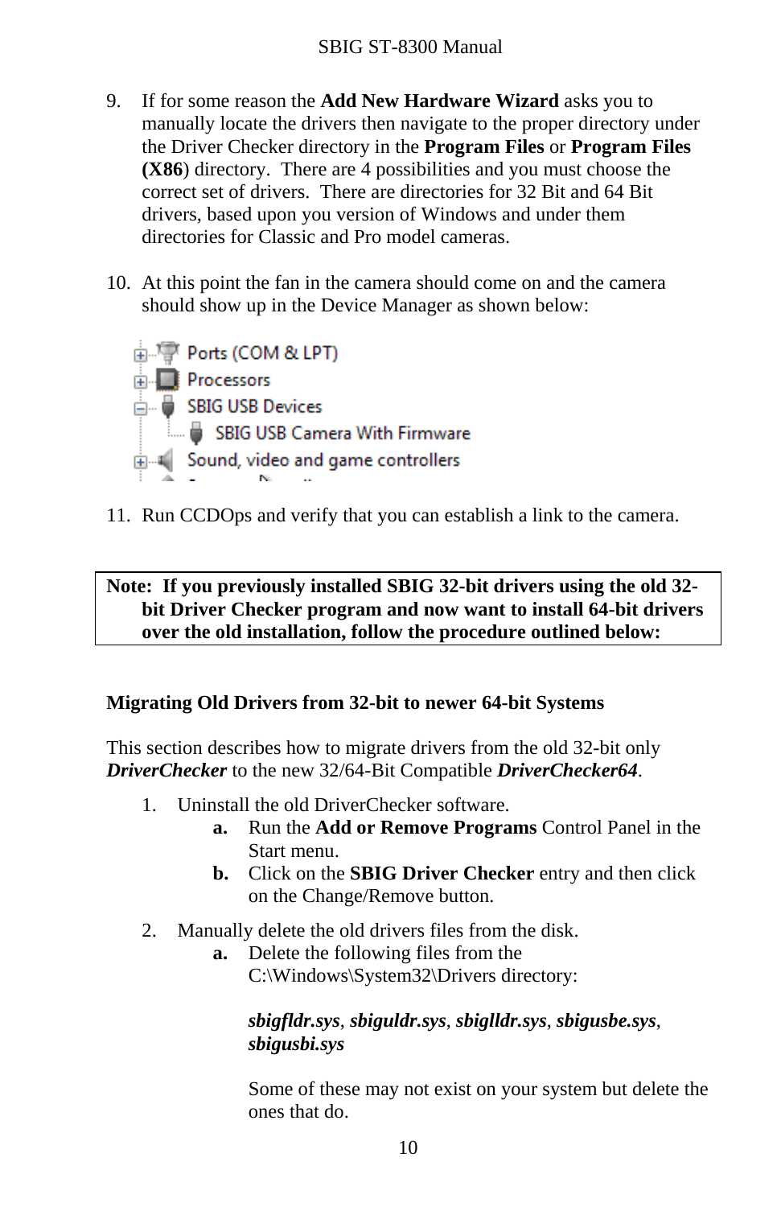9. If for some reason the **Add New Hardware Wizard** asks you to manually locate the drivers then navigate to the proper directory under the Driver Checker directory in the **Program Files** or **Program Files (X86**) directory. There are 4 possibilities and you must choose the correct set of drivers. There are directories for 32 Bit and 64 Bit drivers, based upon you version of Windows and under them directories for Classic and Pro model cameras.

10. At this point the fan in the camera should come on and the camera should show up in the Device Manager as shown below:

11. Run CCDOps and verify that you can establish a link to the camera.

**Note: If you previously installed SBIG 32-bit drivers using the old 32-bit Driver Checker program and now want to install 64-bit drivers over the old installation, follow the procedure outlined below:**

**Migrating Old Drivers from 32-bit to newer 64-bit Systems**

This section describes how to migrate drivers from the old 32-bit only ***DriverChecker*** to the new 32/64-Bit Compatible ***DriverChecker64***.

1. Uninstall the old DriverChecker software.
   - **a.** Run the **Add or Remove Programs** Control Panel in the Start menu.
   - **b.** Click on the **SBIG Driver Checker** entry and then click on the Change/Remove button.
2. Manually delete the old drivers files from the disk.
   - **a.** Delete the following files from the C:\Windows\System32\Drivers directory:

     ***sbigfldr.sys***, ***sbiguldr.sys***, ***sbiglldr.sys***, ***sbigusbe.sys***, ***sbigusbi.sys***

     Some of these may not exist on your system but delete the ones that do.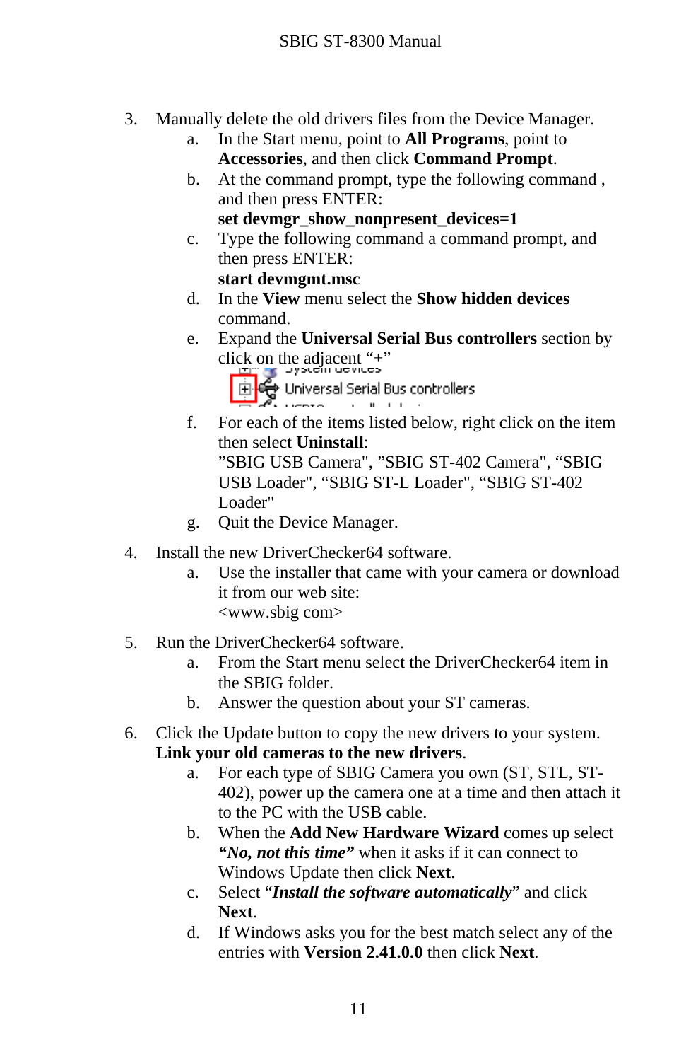3. Manually delete the old drivers files from the Device Manager.
    a. In the Start menu, point to **All Programs**, point to **Accessories**, and then click **Command Prompt**.
    b. At the command prompt, type the following command , and then press ENTER:
       **set devmgr_show_nonpresent_devices=1**
    c. Type the following command a command prompt, and then press ENTER:
       **start devmgmt.msc**
    d. In the **View** menu select the **Show hidden devices** command.
    e. Expand the **Universal Serial Bus controllers** section by click on the adjacent "+"
    f. For each of the items listed below, right click on the item then select **Uninstall**:
       "SBIG USB Camera", "SBIG ST-402 Camera", "SBIG USB Loader", "SBIG ST-L Loader", "SBIG ST-402 Loader"
    g. Quit the Device Manager.

4. Install the new DriverChecker64 software.
    a. Use the installer that came with your camera or download it from our web site:
       <www.sbig com>

5. Run the DriverChecker64 software.
    a. From the Start menu select the DriverChecker64 item in the SBIG folder.
    b. Answer the question about your ST cameras.

6. Click the Update button to copy the new drivers to your system. **Link your old cameras to the new drivers**.
    a. For each type of SBIG Camera you own (ST, STL, ST-402), power up the camera one at a time and then attach it to the PC with the USB cable.
    b. When the **Add New Hardware Wizard** comes up select ***"No, not this time"*** when it asks if it can connect to Windows Update then click **Next**.
    c. Select "***Install the software automatically***" and click **Next**.
    d. If Windows asks you for the best match select any of the entries with **Version 2.41.0.0** then click **Next**.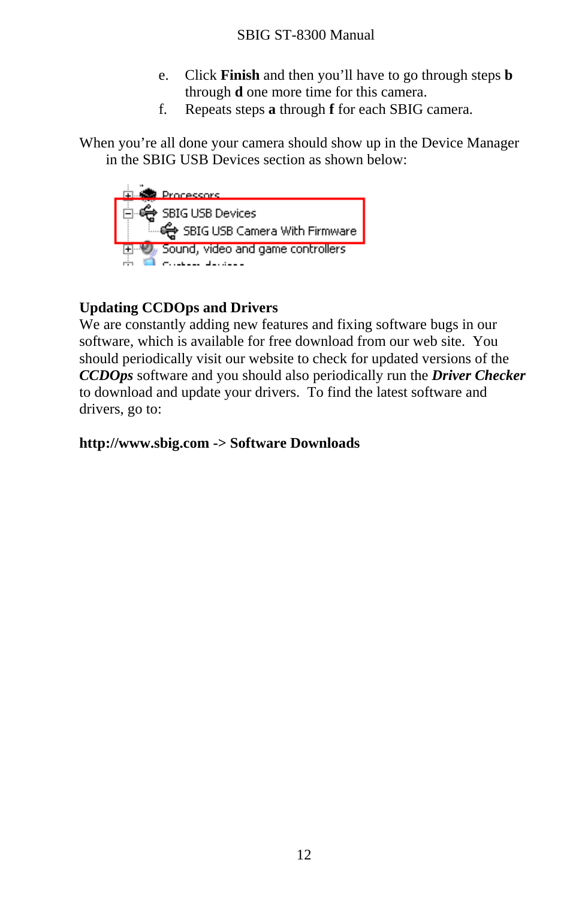e. Click **Finish** and then you'll have to go through steps **b** through **d** one more time for this camera.
f. Repeats steps **a** through **f** for each SBIG camera.

When you're all done your camera should show up in the Device Manager in the SBIG USB Devices section as shown below:

## Updating CCDOps and Drivers

We are constantly adding new features and fixing software bugs in our software, which is available for free download from our web site. You should periodically visit our website to check for updated versions of the ***CCDOps*** software and you should also periodically run the ***Driver Checker*** to download and update your drivers. To find the latest software and drivers, go to:

**http://www.sbig.com -> Software Downloads**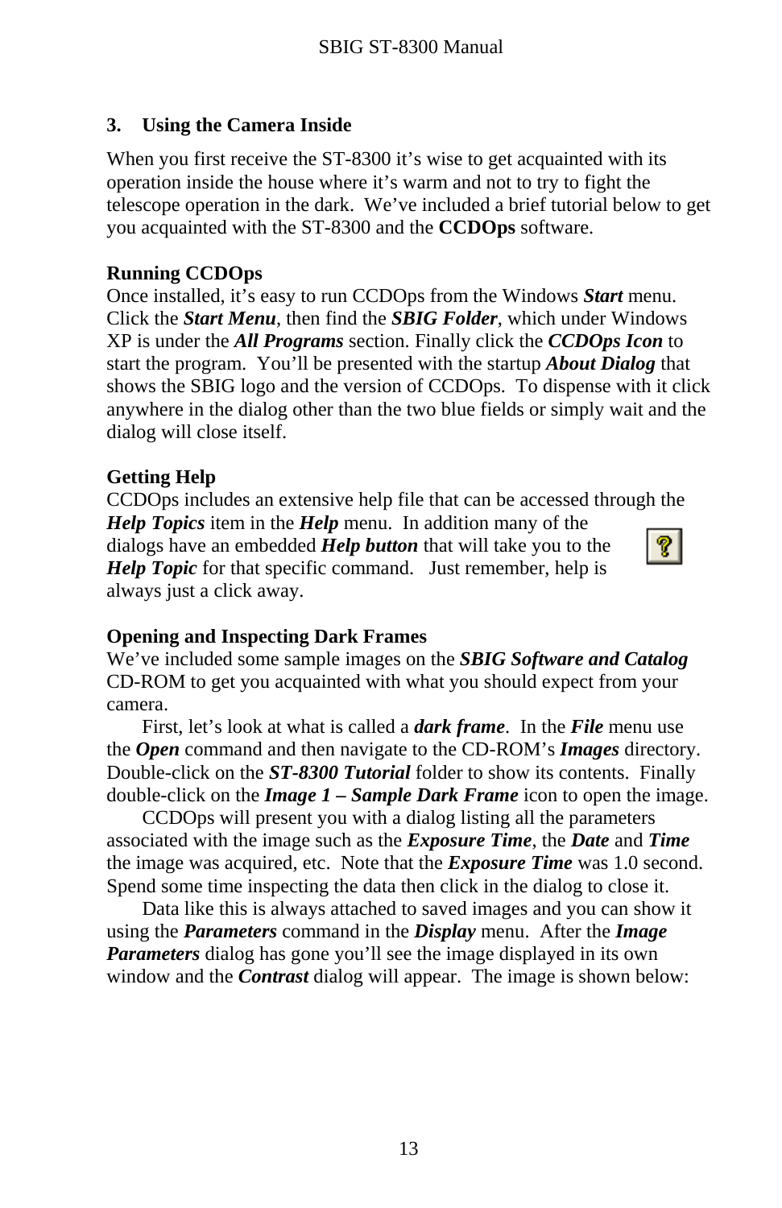## 3. Using the Camera Inside

When you first receive the ST-8300 it's wise to get acquainted with its operation inside the house where it's warm and not to try to fight the telescope operation in the dark. We've included a brief tutorial below to get you acquainted with the ST-8300 and the **CCDOps** software.

### Running CCDOps

Once installed, it's easy to run CCDOps from the Windows ***Start*** menu. Click the ***Start Menu***, then find the ***SBIG Folder***, which under Windows XP is under the ***All Programs*** section. Finally click the ***CCDOps Icon*** to start the program. You'll be presented with the startup ***About Dialog*** that shows the SBIG logo and the version of CCDOps. To dispense with it click anywhere in the dialog other than the two blue fields or simply wait and the dialog will close itself.

### Getting Help

CCDOps includes an extensive help file that can be accessed through the ***Help Topics*** item in the ***Help*** menu. In addition many of the dialogs have an embedded ***Help button*** that will take you to the ***Help Topic*** for that specific command. Just remember, help is always just a click away.

### Opening and Inspecting Dark Frames

We've included some sample images on the ***SBIG Software and Catalog*** CD-ROM to get you acquainted with what you should expect from your camera.

First, let's look at what is called a ***dark frame***. In the ***File*** menu use the ***Open*** command and then navigate to the CD-ROM's ***Images*** directory. Double-click on the ***ST-8300 Tutorial*** folder to show its contents. Finally double-click on the ***Image 1 – Sample Dark Frame*** icon to open the image.

CCDOps will present you with a dialog listing all the parameters associated with the image such as the ***Exposure Time***, the ***Date*** and ***Time*** the image was acquired, etc. Note that the ***Exposure Time*** was 1.0 second. Spend some time inspecting the data then click in the dialog to close it.

Data like this is always attached to saved images and you can show it using the ***Parameters*** command in the ***Display*** menu. After the ***Image Parameters*** dialog has gone you'll see the image displayed in its own window and the ***Contrast*** dialog will appear. The image is shown below: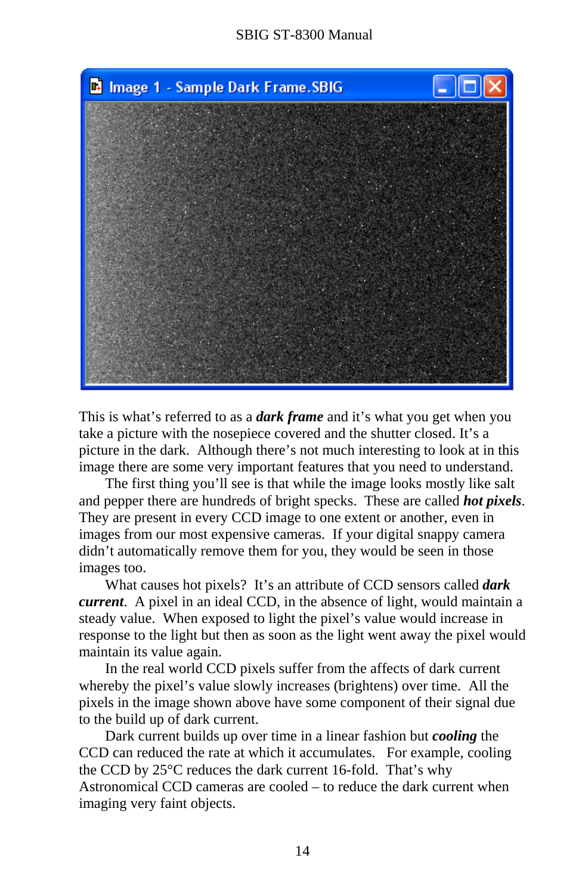This is what's referred to as a ***dark frame*** and it's what you get when you take a picture with the nosepiece covered and the shutter closed. It's a picture in the dark. Although there's not much interesting to look at in this image there are some very important features that you need to understand.

The first thing you'll see is that while the image looks mostly like salt and pepper there are hundreds of bright specks. These are called ***hot pixels***. They are present in every CCD image to one extent or another, even in images from our most expensive cameras. If your digital snappy camera didn't automatically remove them for you, they would be seen in those images too.

What causes hot pixels? It's an attribute of CCD sensors called ***dark current***. A pixel in an ideal CCD, in the absence of light, would maintain a steady value. When exposed to light the pixel's value would increase in response to the light but then as soon as the light went away the pixel would maintain its value again.

In the real world CCD pixels suffer from the affects of dark current whereby the pixel's value slowly increases (brightens) over time. All the pixels in the image shown above have some component of their signal due to the build up of dark current.

Dark current builds up over time in a linear fashion but ***cooling*** the CCD can reduced the rate at which it accumulates. For example, cooling the CCD by 25°C reduces the dark current 16-fold. That's why Astronomical CCD cameras are cooled – to reduce the dark current when imaging very faint objects.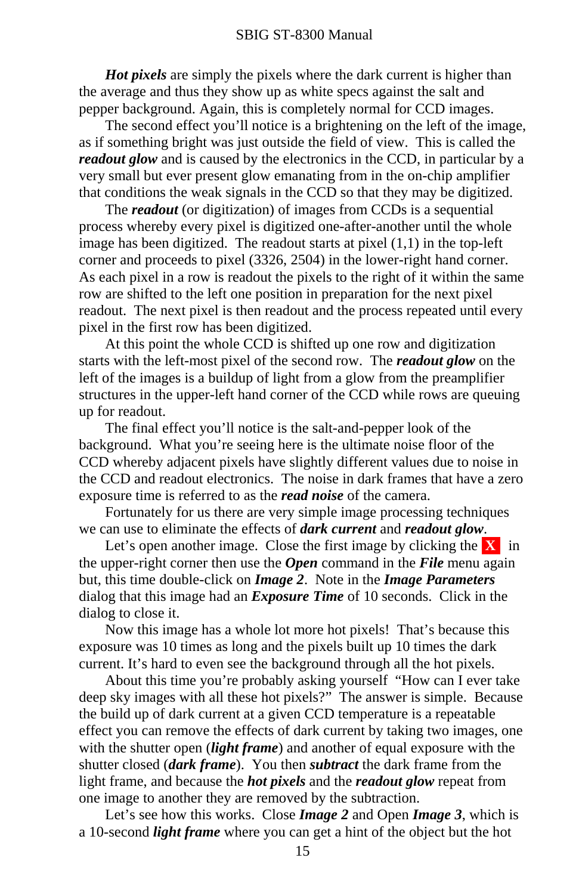***Hot pixels*** are simply the pixels where the dark current is higher than the average and thus they show up as white specs against the salt and pepper background. Again, this is completely normal for CCD images.

The second effect you'll notice is a brightening on the left of the image, as if something bright was just outside the field of view. This is called the ***readout glow*** and is caused by the electronics in the CCD, in particular by a very small but ever present glow emanating from in the on-chip amplifier that conditions the weak signals in the CCD so that they may be digitized.

The ***readout*** (or digitization) of images from CCDs is a sequential process whereby every pixel is digitized one-after-another until the whole image has been digitized. The readout starts at pixel (1,1) in the top-left corner and proceeds to pixel (3326, 2504) in the lower-right hand corner. As each pixel in a row is readout the pixels to the right of it within the same row are shifted to the left one position in preparation for the next pixel readout. The next pixel is then readout and the process repeated until every pixel in the first row has been digitized.

At this point the whole CCD is shifted up one row and digitization starts with the left-most pixel of the second row. The ***readout glow*** on the left of the images is a buildup of light from a glow from the preamplifier structures in the upper-left hand corner of the CCD while rows are queuing up for readout.

The final effect you'll notice is the salt-and-pepper look of the background. What you're seeing here is the ultimate noise floor of the CCD whereby adjacent pixels have slightly different values due to noise in the CCD and readout electronics. The noise in dark frames that have a zero exposure time is referred to as the ***read noise*** of the camera.

Fortunately for us there are very simple image processing techniques we can use to eliminate the effects of ***dark current*** and ***readout glow***.

Let's open another image. Close the first image by clicking the **X** in the upper-right corner then use the ***Open*** command in the ***File*** menu again but, this time double-click on ***Image 2***. Note in the ***Image Parameters*** dialog that this image had an ***Exposure Time*** of 10 seconds. Click in the dialog to close it.

Now this image has a whole lot more hot pixels! That's because this exposure was 10 times as long and the pixels built up 10 times the dark current. It's hard to even see the background through all the hot pixels.

About this time you're probably asking yourself "How can I ever take deep sky images with all these hot pixels?" The answer is simple. Because the build up of dark current at a given CCD temperature is a repeatable effect you can remove the effects of dark current by taking two images, one with the shutter open (***light frame***) and another of equal exposure with the shutter closed (***dark frame***). You then ***subtract*** the dark frame from the light frame, and because the ***hot pixels*** and the ***readout glow*** repeat from one image to another they are removed by the subtraction.

Let's see how this works. Close ***Image 2*** and Open ***Image 3***, which is a 10-second ***light frame*** where you can get a hint of the object but the hot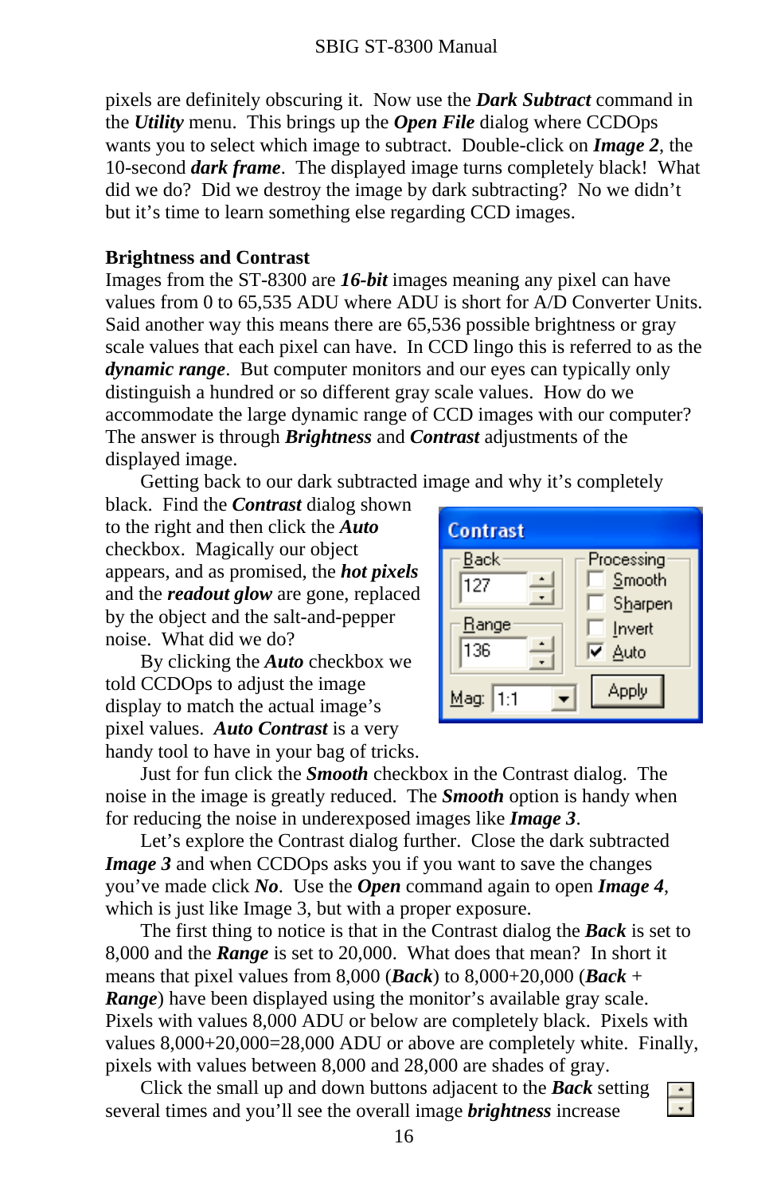pixels are definitely obscuring it. Now use the ***Dark Subtract*** command in the ***Utility*** menu. This brings up the ***Open File*** dialog where CCDOps wants you to select which image to subtract. Double-click on ***Image 2***, the 10-second ***dark frame***. The displayed image turns completely black! What did we do? Did we destroy the image by dark subtracting? No we didn't but it's time to learn something else regarding CCD images.

**Brightness and Contrast**

Images from the ST-8300 are ***16-bit*** images meaning any pixel can have values from 0 to 65,535 ADU where ADU is short for A/D Converter Units. Said another way this means there are 65,536 possible brightness or gray scale values that each pixel can have. In CCD lingo this is referred to as the ***dynamic range***. But computer monitors and our eyes can typically only distinguish a hundred or so different gray scale values. How do we accommodate the large dynamic range of CCD images with our computer? The answer is through ***Brightness*** and ***Contrast*** adjustments of the displayed image.

Getting back to our dark subtracted image and why it's completely black. Find the ***Contrast*** dialog shown to the right and then click the ***Auto*** checkbox. Magically our object appears, and as promised, the ***hot pixels*** and the ***readout glow*** are gone, replaced by the object and the salt-and-pepper noise. What did we do?

By clicking the ***Auto*** checkbox we told CCDOps to adjust the image display to match the actual image's pixel values. ***Auto Contrast*** is a very handy tool to have in your bag of tricks.

Just for fun click the ***Smooth*** checkbox in the Contrast dialog. The noise in the image is greatly reduced. The ***Smooth*** option is handy when for reducing the noise in underexposed images like ***Image 3***.

Let's explore the Contrast dialog further. Close the dark subtracted ***Image 3*** and when CCDOps asks you if you want to save the changes you've made click ***No***. Use the ***Open*** command again to open ***Image 4***, which is just like Image 3, but with a proper exposure.

The first thing to notice is that in the Contrast dialog the ***Back*** is set to 8,000 and the ***Range*** is set to 20,000. What does that mean? In short it means that pixel values from 8,000 (***Back***) to 8,000+20,000 (***Back*** + ***Range***) have been displayed using the monitor's available gray scale. Pixels with values 8,000 ADU or below are completely black. Pixels with values 8,000+20,000=28,000 ADU or above are completely white. Finally, pixels with values between 8,000 and 28,000 are shades of gray.

Click the small up and down buttons adjacent to the ***Back*** setting several times and you'll see the overall image ***brightness*** increase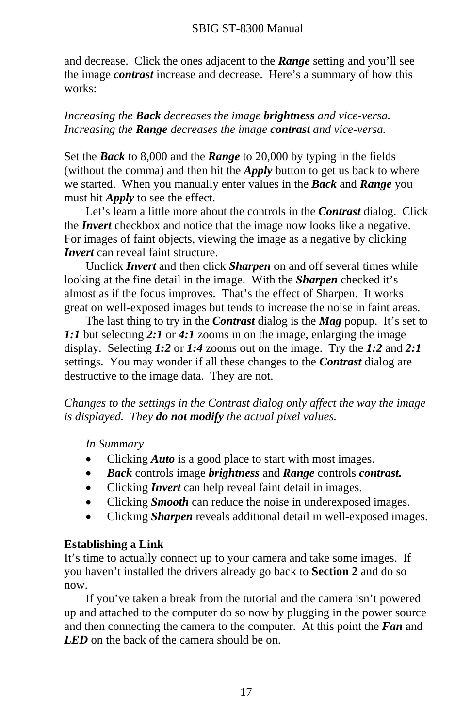and decrease. Click the ones adjacent to the ***Range*** setting and you'll see the image ***contrast*** increase and decrease. Here's a summary of how this works:

*Increasing the **Back** decreases the image **brightness** and vice-versa.*
*Increasing the **Range** decreases the image **contrast** and vice-versa.*

Set the ***Back*** to 8,000 and the ***Range*** to 20,000 by typing in the fields (without the comma) and then hit the ***Apply*** button to get us back to where we started. When you manually enter values in the ***Back*** and ***Range*** you must hit ***Apply*** to see the effect.

Let's learn a little more about the controls in the ***Contrast*** dialog. Click the ***Invert*** checkbox and notice that the image now looks like a negative. For images of faint objects, viewing the image as a negative by clicking ***Invert*** can reveal faint structure.

Unclick ***Invert*** and then click ***Sharpen*** on and off several times while looking at the fine detail in the image. With the ***Sharpen*** checked it's almost as if the focus improves. That's the effect of Sharpen. It works great on well-exposed images but tends to increase the noise in faint areas.

The last thing to try in the ***Contrast*** dialog is the ***Mag*** popup. It's set to ***1:1*** but selecting ***2:1*** or ***4:1*** zooms in on the image, enlarging the image display. Selecting ***1:2*** or ***1:4*** zooms out on the image. Try the ***1:2*** and ***2:1*** settings. You may wonder if all these changes to the ***Contrast*** dialog are destructive to the image data. They are not.

*Changes to the settings in the Contrast dialog only affect the way the image is displayed. They **do not modify** the actual pixel values.*

*In Summary*

- Clicking ***Auto*** is a good place to start with most images.
- ***Back*** controls image ***brightness*** and ***Range*** controls ***contrast.***
- Clicking ***Invert*** can help reveal faint detail in images.
- Clicking ***Smooth*** can reduce the noise in underexposed images.
- Clicking ***Sharpen*** reveals additional detail in well-exposed images.

**Establishing a Link**

It's time to actually connect up to your camera and take some images. If you haven't installed the drivers already go back to **Section 2** and do so now.

If you've taken a break from the tutorial and the camera isn't powered up and attached to the computer do so now by plugging in the power source and then connecting the camera to the computer. At this point the ***Fan*** and ***LED*** on the back of the camera should be on.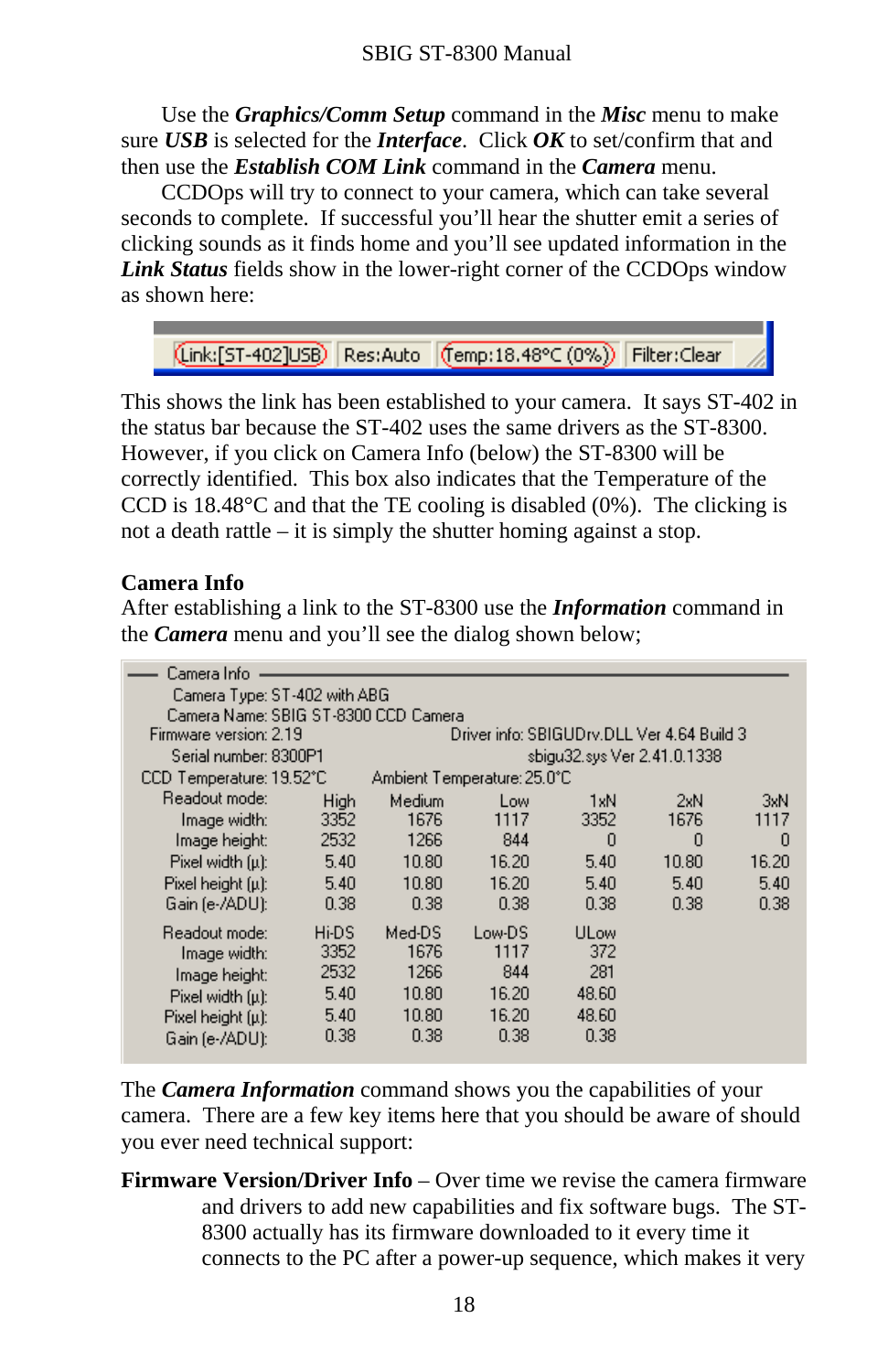Use the ***Graphics/Comm Setup*** command in the ***Misc*** menu to make sure ***USB*** is selected for the ***Interface***. Click ***OK*** to set/confirm that and then use the ***Establish COM Link*** command in the ***Camera*** menu.

CCDOps will try to connect to your camera, which can take several seconds to complete. If successful you'll hear the shutter emit a series of clicking sounds as it finds home and you'll see updated information in the ***Link Status*** fields show in the lower-right corner of the CCDOps window as shown here:

| Link:[ST-402]USB | Res:Auto | Temp:18.48°C (0%) | Filter:Clear |
|---|---|---|---|

This shows the link has been established to your camera. It says ST-402 in the status bar because the ST-402 uses the same drivers as the ST-8300. However, if you click on Camera Info (below) the ST-8300 will be correctly identified. This box also indicates that the Temperature of the CCD is 18.48°C and that the TE cooling is disabled (0%). The clicking is not a death rattle – it is simply the shutter homing against a stop.

## Camera Info

After establishing a link to the ST-8300 use the ***Information*** command in the ***Camera*** menu and you'll see the dialog shown below;

Camera Info

Camera Type: ST-402 with ABG
Camera Name: SBIG ST-8300 CCD Camera
Firmware version: 2.19 | Driver info: SBIGUDrv.DLL Ver 4.64 Build 3
Serial number: 8300P1 | sbigu32.sys Ver 2.41.0.1338
CCD Temperature: 19.52°C | Ambient Temperature: 25.0°C

| Readout mode: | High | Medium | Low | 1xN | 2xN | 3xN |
|---|---|---|---|---|---|---|
| Image width: | 3352 | 1676 | 1117 | 3352 | 1676 | 1117 |
| Image height: | 2532 | 1266 | 844 | 0 | 0 | 0 |
| Pixel width (µ): | 5.40 | 10.80 | 16.20 | 5.40 | 10.80 | 16.20 |
| Pixel height (µ): | 5.40 | 10.80 | 16.20 | 5.40 | 5.40 | 5.40 |
| Gain (e-/ADU): | 0.38 | 0.38 | 0.38 | 0.38 | 0.38 | 0.38 |

| Readout mode: | Hi-DS | Med-DS | Low-DS | ULow |
|---|---|---|---|---|
| Image width: | 3352 | 1676 | 1117 | 372 |
| Image height: | 2532 | 1266 | 844 | 281 |
| Pixel width (µ): | 5.40 | 10.80 | 16.20 | 48.60 |
| Pixel height (µ): | 5.40 | 10.80 | 16.20 | 48.60 |
| Gain (e-/ADU): | 0.38 | 0.38 | 0.38 | 0.38 |

The ***Camera Information*** command shows you the capabilities of your camera. There are a few key items here that you should be aware of should you ever need technical support:

**Firmware Version/Driver Info** – Over time we revise the camera firmware and drivers to add new capabilities and fix software bugs. The ST-8300 actually has its firmware downloaded to it every time it connects to the PC after a power-up sequence, which makes it very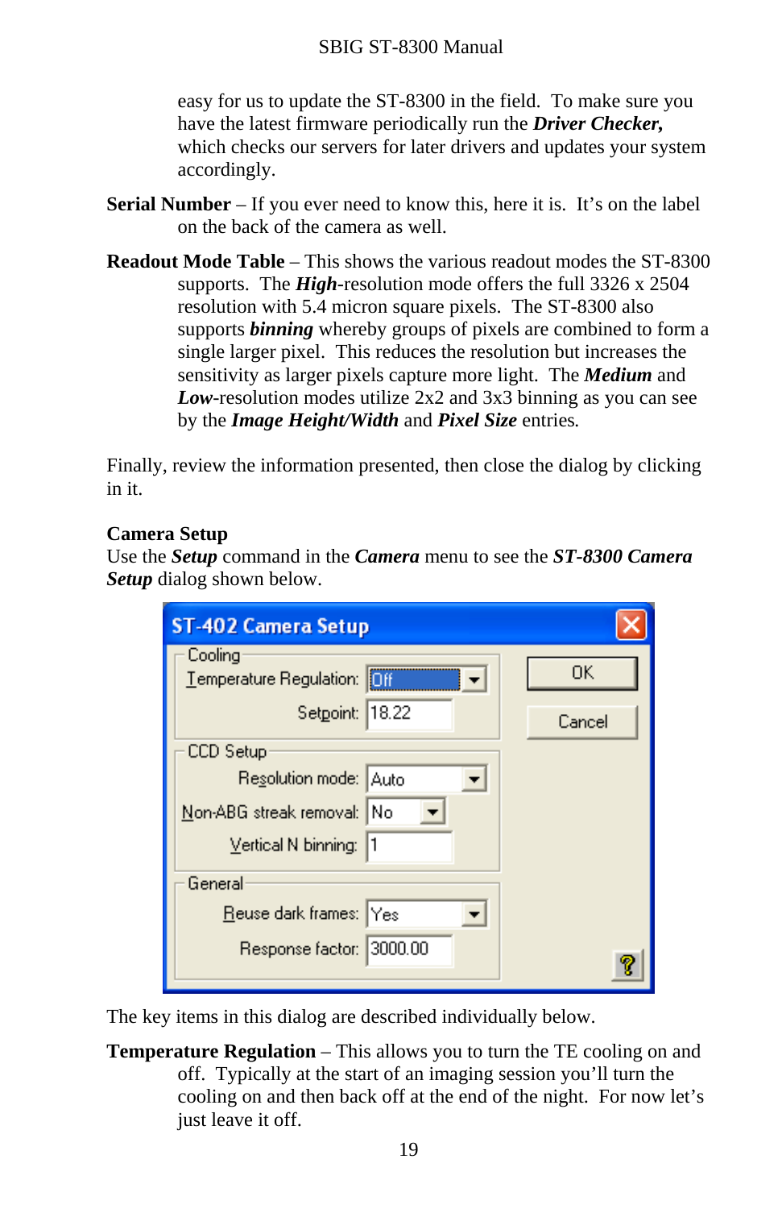easy for us to update the ST-8300 in the field. To make sure you have the latest firmware periodically run the ***Driver Checker,*** which checks our servers for later drivers and updates your system accordingly.

**Serial Number** – If you ever need to know this, here it is. It's on the label on the back of the camera as well.

**Readout Mode Table** – This shows the various readout modes the ST-8300 supports. The ***High***-resolution mode offers the full 3326 x 2504 resolution with 5.4 micron square pixels. The ST-8300 also supports ***binning*** whereby groups of pixels are combined to form a single larger pixel. This reduces the resolution but increases the sensitivity as larger pixels capture more light. The ***Medium*** and ***Low***-resolution modes utilize 2x2 and 3x3 binning as you can see by the ***Image Height/Width*** and ***Pixel Size*** entries.

Finally, review the information presented, then close the dialog by clicking in it.

**Camera Setup**

Use the ***Setup*** command in the ***Camera*** menu to see the ***ST-8300 Camera Setup*** dialog shown below.

The key items in this dialog are described individually below.

**Temperature Regulation** – This allows you to turn the TE cooling on and off. Typically at the start of an imaging session you'll turn the cooling on and then back off at the end of the night. For now let's just leave it off.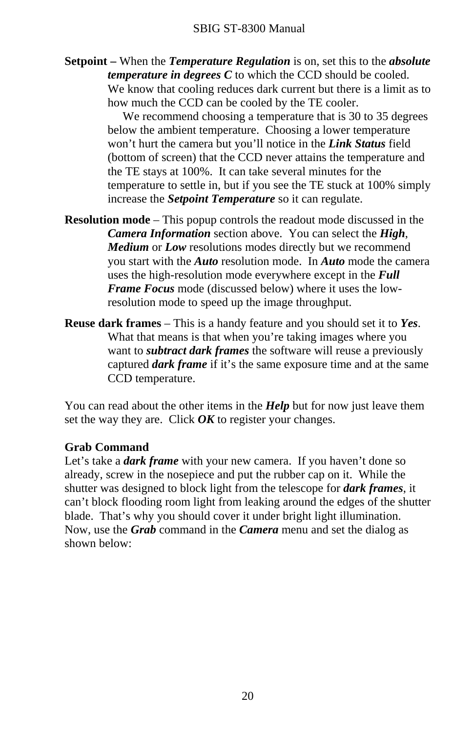**Setpoint –** When the ***Temperature Regulation*** is on, set this to the ***absolute temperature in degrees C*** to which the CCD should be cooled. We know that cooling reduces dark current but there is a limit as to how much the CCD can be cooled by the TE cooler.

We recommend choosing a temperature that is 30 to 35 degrees below the ambient temperature. Choosing a lower temperature won't hurt the camera but you'll notice in the ***Link Status*** field (bottom of screen) that the CCD never attains the temperature and the TE stays at 100%. It can take several minutes for the temperature to settle in, but if you see the TE stuck at 100% simply increase the ***Setpoint Temperature*** so it can regulate.

**Resolution mode** – This popup controls the readout mode discussed in the ***Camera Information*** section above. You can select the ***High***, ***Medium*** or ***Low*** resolutions modes directly but we recommend you start with the ***Auto*** resolution mode. In ***Auto*** mode the camera uses the high-resolution mode everywhere except in the ***Full Frame Focus*** mode (discussed below) where it uses the low-resolution mode to speed up the image throughput.

**Reuse dark frames** – This is a handy feature and you should set it to ***Yes***. What that means is that when you're taking images where you want to ***subtract dark frames*** the software will reuse a previously captured ***dark frame*** if it's the same exposure time and at the same CCD temperature.

You can read about the other items in the ***Help*** but for now just leave them set the way they are. Click ***OK*** to register your changes.

**Grab Command**

Let's take a ***dark frame*** with your new camera. If you haven't done so already, screw in the nosepiece and put the rubber cap on it. While the shutter was designed to block light from the telescope for ***dark frames***, it can't block flooding room light from leaking around the edges of the shutter blade. That's why you should cover it under bright light illumination. Now, use the ***Grab*** command in the ***Camera*** menu and set the dialog as shown below: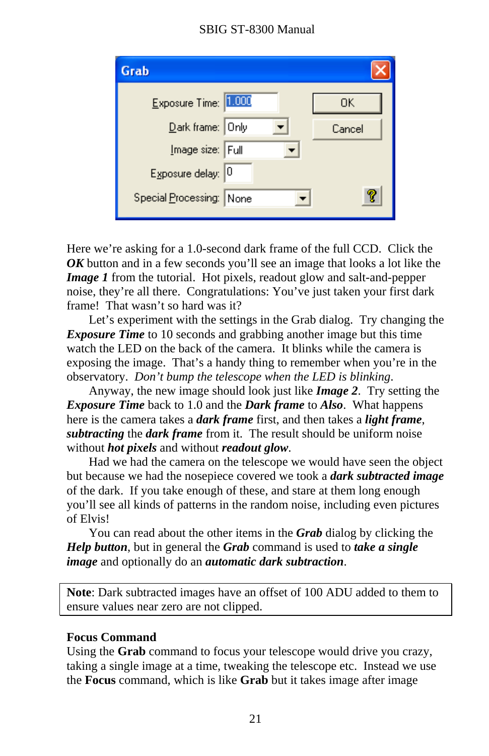Here we're asking for a 1.0-second dark frame of the full CCD. Click the ***OK*** button and in a few seconds you'll see an image that looks a lot like the ***Image 1*** from the tutorial. Hot pixels, readout glow and salt-and-pepper noise, they're all there. Congratulations: You've just taken your first dark frame! That wasn't so hard was it?

Let's experiment with the settings in the Grab dialog. Try changing the ***Exposure Time*** to 10 seconds and grabbing another image but this time watch the LED on the back of the camera. It blinks while the camera is exposing the image. That's a handy thing to remember when you're in the observatory. *Don't bump the telescope when the LED is blinking*.

Anyway, the new image should look just like ***Image 2***. Try setting the ***Exposure Time*** back to 1.0 and the ***Dark frame*** to ***Also***. What happens here is the camera takes a ***dark frame*** first, and then takes a ***light frame***, ***subtracting*** the ***dark frame*** from it. The result should be uniform noise without ***hot pixels*** and without ***readout glow***.

Had we had the camera on the telescope we would have seen the object but because we had the nosepiece covered we took a ***dark subtracted image*** of the dark. If you take enough of these, and stare at them long enough you'll see all kinds of patterns in the random noise, including even pictures of Elvis!

You can read about the other items in the ***Grab*** dialog by clicking the ***Help button***, but in general the ***Grab*** command is used to ***take a single image*** and optionally do an ***automatic dark subtraction***.

> **Note**: Dark subtracted images have an offset of 100 ADU added to them to ensure values near zero are not clipped.

**Focus Command**

Using the **Grab** command to focus your telescope would drive you crazy, taking a single image at a time, tweaking the telescope etc. Instead we use the **Focus** command, which is like **Grab** but it takes image after image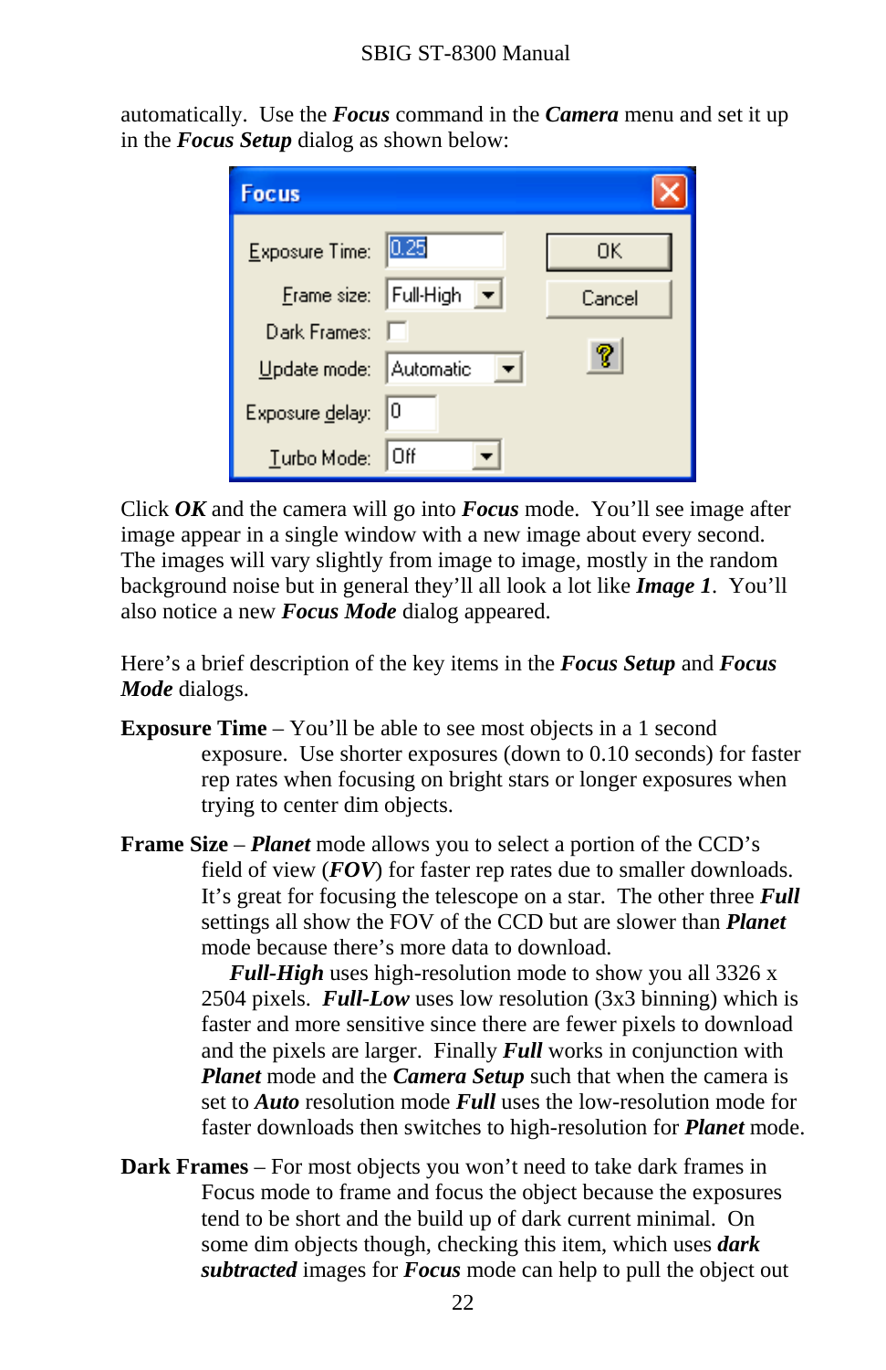automatically. Use the ***Focus*** command in the ***Camera*** menu and set it up in the ***Focus Setup*** dialog as shown below:

Click ***OK*** and the camera will go into ***Focus*** mode. You'll see image after image appear in a single window with a new image about every second. The images will vary slightly from image to image, mostly in the random background noise but in general they'll all look a lot like ***Image 1***. You'll also notice a new ***Focus Mode*** dialog appeared.

Here's a brief description of the key items in the ***Focus Setup*** and ***Focus Mode*** dialogs.

**Exposure Time** – You'll be able to see most objects in a 1 second exposure. Use shorter exposures (down to 0.10 seconds) for faster rep rates when focusing on bright stars or longer exposures when trying to center dim objects.

**Frame Size** – ***Planet*** mode allows you to select a portion of the CCD's field of view (***FOV***) for faster rep rates due to smaller downloads. It's great for focusing the telescope on a star. The other three ***Full*** settings all show the FOV of the CCD but are slower than ***Planet*** mode because there's more data to download.

***Full-High*** uses high-resolution mode to show you all 3326 x 2504 pixels. ***Full-Low*** uses low resolution (3x3 binning) which is faster and more sensitive since there are fewer pixels to download and the pixels are larger. Finally ***Full*** works in conjunction with ***Planet*** mode and the ***Camera Setup*** such that when the camera is set to ***Auto*** resolution mode ***Full*** uses the low-resolution mode for faster downloads then switches to high-resolution for ***Planet*** mode.

**Dark Frames** – For most objects you won't need to take dark frames in Focus mode to frame and focus the object because the exposures tend to be short and the build up of dark current minimal. On some dim objects though, checking this item, which uses ***dark subtracted*** images for ***Focus*** mode can help to pull the object out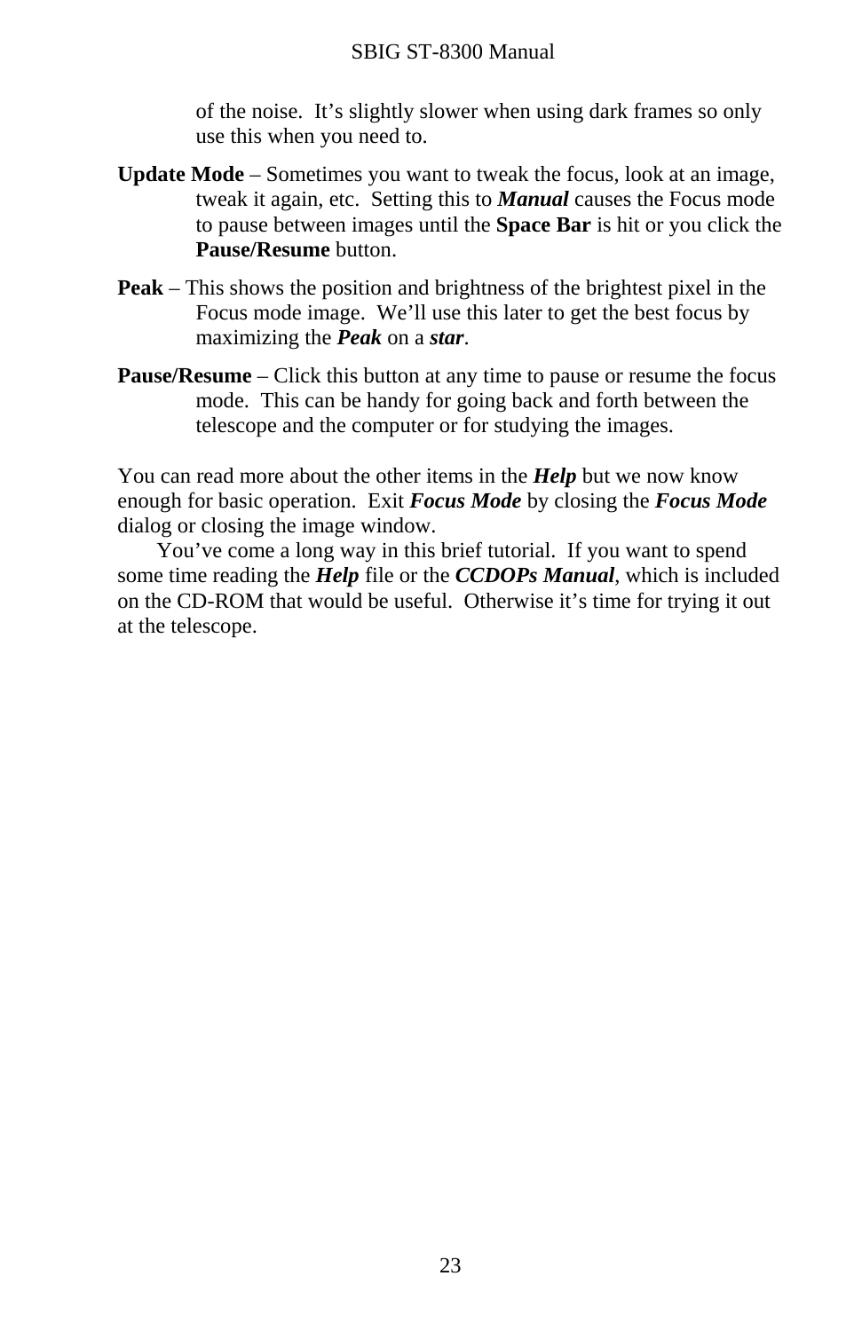of the noise. It's slightly slower when using dark frames so only use this when you need to.

**Update Mode** – Sometimes you want to tweak the focus, look at an image, tweak it again, etc. Setting this to ***Manual*** causes the Focus mode to pause between images until the **Space Bar** is hit or you click the **Pause/Resume** button.

**Peak** – This shows the position and brightness of the brightest pixel in the Focus mode image. We'll use this later to get the best focus by maximizing the ***Peak*** on a ***star***.

**Pause/Resume** – Click this button at any time to pause or resume the focus mode. This can be handy for going back and forth between the telescope and the computer or for studying the images.

You can read more about the other items in the ***Help*** but we now know enough for basic operation. Exit ***Focus Mode*** by closing the ***Focus Mode*** dialog or closing the image window.

You've come a long way in this brief tutorial. If you want to spend some time reading the ***Help*** file or the ***CCDOPs Manual***, which is included on the CD-ROM that would be useful. Otherwise it's time for trying it out at the telescope.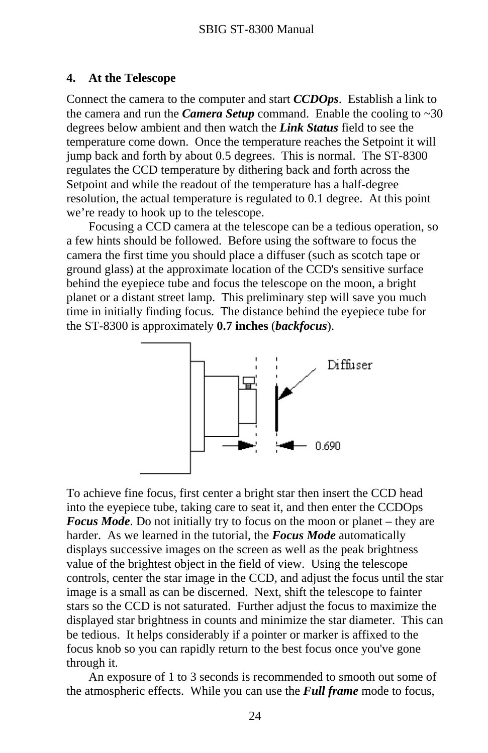## 4. At the Telescope

Connect the camera to the computer and start ***CCDOps***. Establish a link to the camera and run the ***Camera Setup*** command. Enable the cooling to ~30 degrees below ambient and then watch the ***Link Status*** field to see the temperature come down. Once the temperature reaches the Setpoint it will jump back and forth by about 0.5 degrees. This is normal. The ST-8300 regulates the CCD temperature by dithering back and forth across the Setpoint and while the readout of the temperature has a half-degree resolution, the actual temperature is regulated to 0.1 degree. At this point we're ready to hook up to the telescope.

Focusing a CCD camera at the telescope can be a tedious operation, so a few hints should be followed. Before using the software to focus the camera the first time you should place a diffuser (such as scotch tape or ground glass) at the approximate location of the CCD's sensitive surface behind the eyepiece tube and focus the telescope on the moon, a bright planet or a distant street lamp. This preliminary step will save you much time in initially finding focus. The distance behind the eyepiece tube for the ST-8300 is approximately **0.7 inches** (***backfocus***).

To achieve fine focus, first center a bright star then insert the CCD head into the eyepiece tube, taking care to seat it, and then enter the CCDOps ***Focus Mode***. Do not initially try to focus on the moon or planet – they are harder. As we learned in the tutorial, the ***Focus Mode*** automatically displays successive images on the screen as well as the peak brightness value of the brightest object in the field of view. Using the telescope controls, center the star image in the CCD, and adjust the focus until the star image is a small as can be discerned. Next, shift the telescope to fainter stars so the CCD is not saturated. Further adjust the focus to maximize the displayed star brightness in counts and minimize the star diameter. This can be tedious. It helps considerably if a pointer or marker is affixed to the focus knob so you can rapidly return to the best focus once you've gone through it.

An exposure of 1 to 3 seconds is recommended to smooth out some of the atmospheric effects. While you can use the ***Full frame*** mode to focus,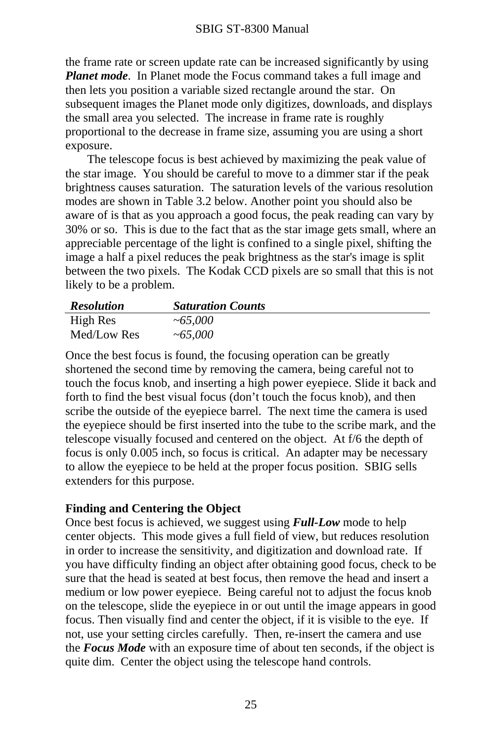the frame rate or screen update rate can be increased significantly by using ***Planet mode***. In Planet mode the Focus command takes a full image and then lets you position a variable sized rectangle around the star. On subsequent images the Planet mode only digitizes, downloads, and displays the small area you selected. The increase in frame rate is roughly proportional to the decrease in frame size, assuming you are using a short exposure.

The telescope focus is best achieved by maximizing the peak value of the star image. You should be careful to move to a dimmer star if the peak brightness causes saturation. The saturation levels of the various resolution modes are shown in Table 3.2 below. Another point you should also be aware of is that as you approach a good focus, the peak reading can vary by 30% or so. This is due to the fact that as the star image gets small, where an appreciable percentage of the light is confined to a single pixel, shifting the image a half a pixel reduces the peak brightness as the star's image is split between the two pixels. The Kodak CCD pixels are so small that this is not likely to be a problem.

| ***Resolution*** | ***Saturation Counts*** |
| --- | --- |
| High Res | *~65,000* |
| Med/Low Res | *~65,000* |

Once the best focus is found, the focusing operation can be greatly shortened the second time by removing the camera, being careful not to touch the focus knob, and inserting a high power eyepiece. Slide it back and forth to find the best visual focus (don't touch the focus knob), and then scribe the outside of the eyepiece barrel. The next time the camera is used the eyepiece should be first inserted into the tube to the scribe mark, and the telescope visually focused and centered on the object. At f/6 the depth of focus is only 0.005 inch, so focus is critical. An adapter may be necessary to allow the eyepiece to be held at the proper focus position. SBIG sells extenders for this purpose.

**Finding and Centering the Object**

Once best focus is achieved, we suggest using ***Full-Low*** mode to help center objects. This mode gives a full field of view, but reduces resolution in order to increase the sensitivity, and digitization and download rate. If you have difficulty finding an object after obtaining good focus, check to be sure that the head is seated at best focus, then remove the head and insert a medium or low power eyepiece. Being careful not to adjust the focus knob on the telescope, slide the eyepiece in or out until the image appears in good focus. Then visually find and center the object, if it is visible to the eye. If not, use your setting circles carefully. Then, re-insert the camera and use the ***Focus Mode*** with an exposure time of about ten seconds, if the object is quite dim. Center the object using the telescope hand controls.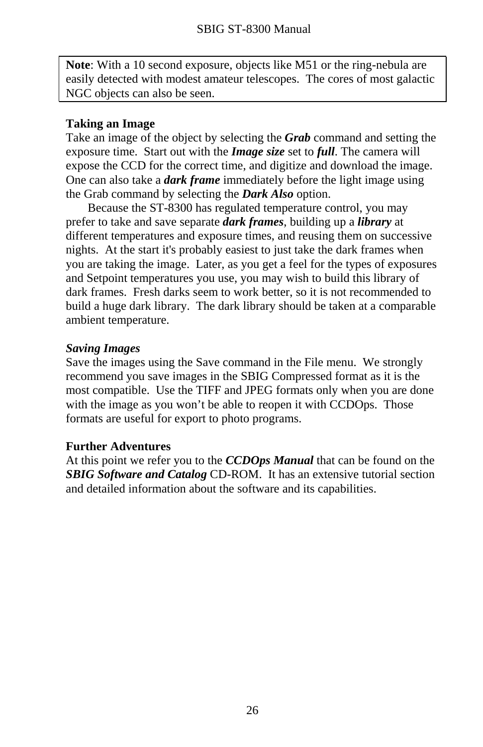**Note**: With a 10 second exposure, objects like M51 or the ring-nebula are easily detected with modest amateur telescopes. The cores of most galactic NGC objects can also be seen.

### Taking an Image

Take an image of the object by selecting the ***Grab*** command and setting the exposure time. Start out with the ***Image size*** set to ***full***. The camera will expose the CCD for the correct time, and digitize and download the image. One can also take a ***dark frame*** immediately before the light image using the Grab command by selecting the ***Dark Also*** option.

Because the ST-8300 has regulated temperature control, you may prefer to take and save separate ***dark frames***, building up a ***library*** at different temperatures and exposure times, and reusing them on successive nights. At the start it's probably easiest to just take the dark frames when you are taking the image. Later, as you get a feel for the types of exposures and Setpoint temperatures you use, you may wish to build this library of dark frames. Fresh darks seem to work better, so it is not recommended to build a huge dark library. The dark library should be taken at a comparable ambient temperature.

### *Saving Images*

Save the images using the Save command in the File menu. We strongly recommend you save images in the SBIG Compressed format as it is the most compatible. Use the TIFF and JPEG formats only when you are done with the image as you won't be able to reopen it with CCDOps. Those formats are useful for export to photo programs.

### Further Adventures

At this point we refer you to the ***CCDOps Manual*** that can be found on the ***SBIG Software and Catalog*** CD-ROM. It has an extensive tutorial section and detailed information about the software and its capabilities.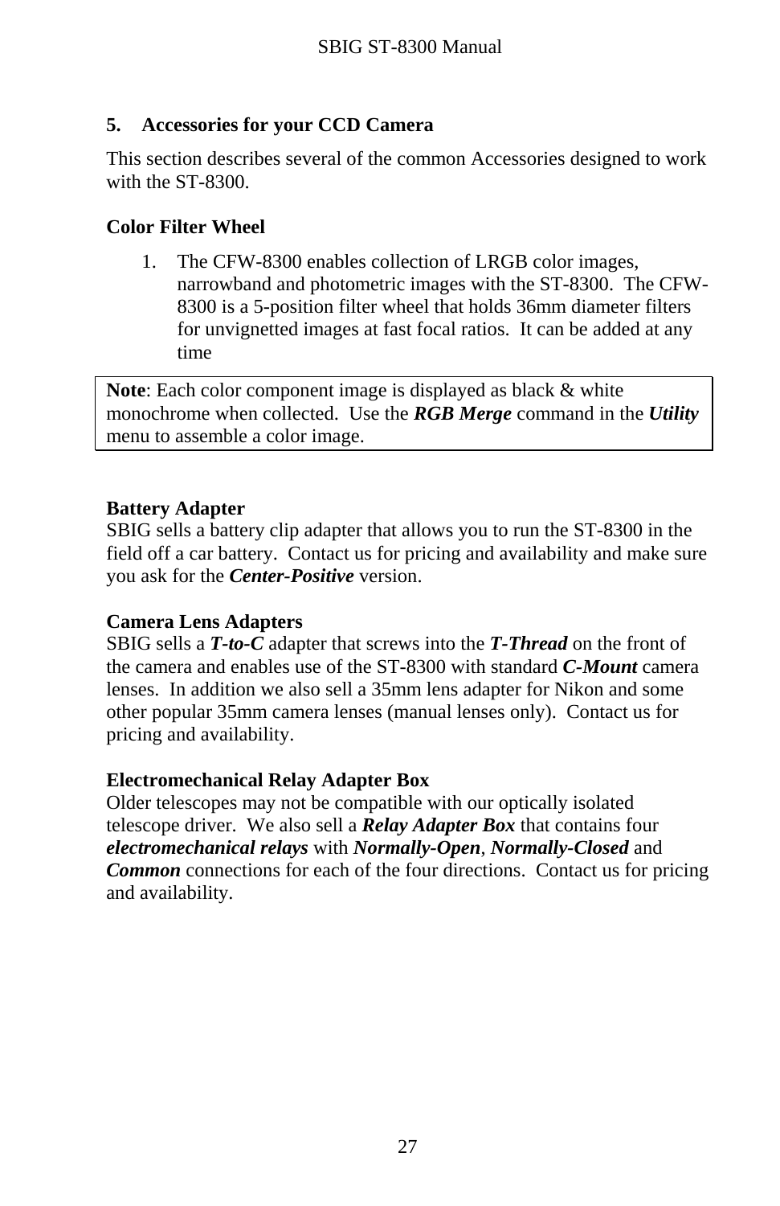## 5. Accessories for your CCD Camera

This section describes several of the common Accessories designed to work with the ST-8300.

### Color Filter Wheel

1. The CFW-8300 enables collection of LRGB color images, narrowband and photometric images with the ST-8300. The CFW-8300 is a 5-position filter wheel that holds 36mm diameter filters for unvignetted images at fast focal ratios. It can be added at any time

> **Note**: Each color component image is displayed as black & white monochrome when collected. Use the ***RGB Merge*** command in the ***Utility*** menu to assemble a color image.

### Battery Adapter

SBIG sells a battery clip adapter that allows you to run the ST-8300 in the field off a car battery. Contact us for pricing and availability and make sure you ask for the ***Center-Positive*** version.

### Camera Lens Adapters

SBIG sells a ***T-to-C*** adapter that screws into the ***T-Thread*** on the front of the camera and enables use of the ST-8300 with standard ***C-Mount*** camera lenses. In addition we also sell a 35mm lens adapter for Nikon and some other popular 35mm camera lenses (manual lenses only). Contact us for pricing and availability.

### Electromechanical Relay Adapter Box

Older telescopes may not be compatible with our optically isolated telescope driver. We also sell a ***Relay Adapter Box*** that contains four ***electromechanical relays*** with ***Normally-Open***, ***Normally-Closed*** and ***Common*** connections for each of the four directions. Contact us for pricing and availability.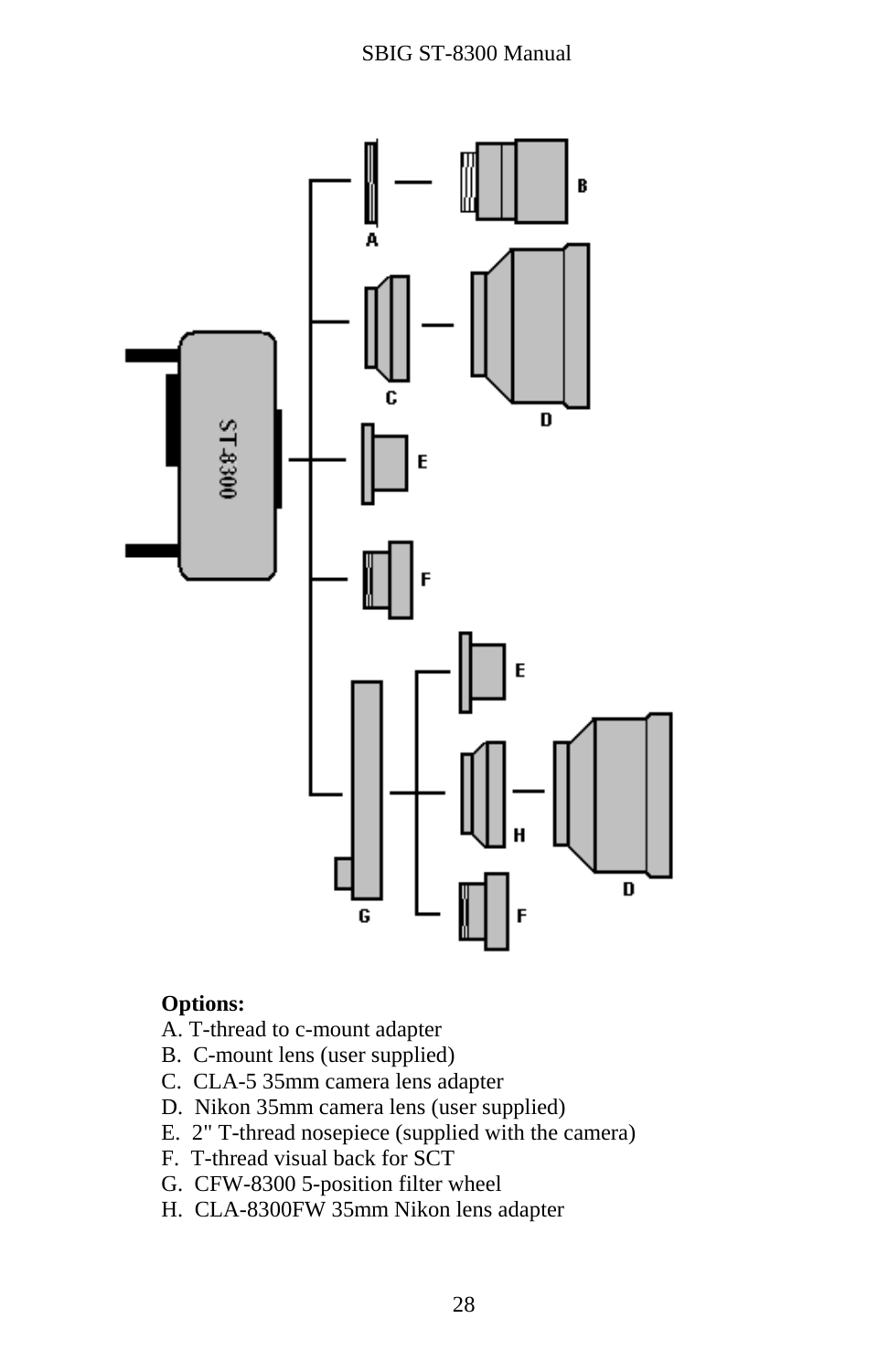**Options:**

A. T-thread to c-mount adapter
B. C-mount lens (user supplied)
C. CLA-5 35mm camera lens adapter
D. Nikon 35mm camera lens (user supplied)
E. 2" T-thread nosepiece (supplied with the camera)
F. T-thread visual back for SCT
G. CFW-8300 5-position filter wheel
H. CLA-8300FW 35mm Nikon lens adapter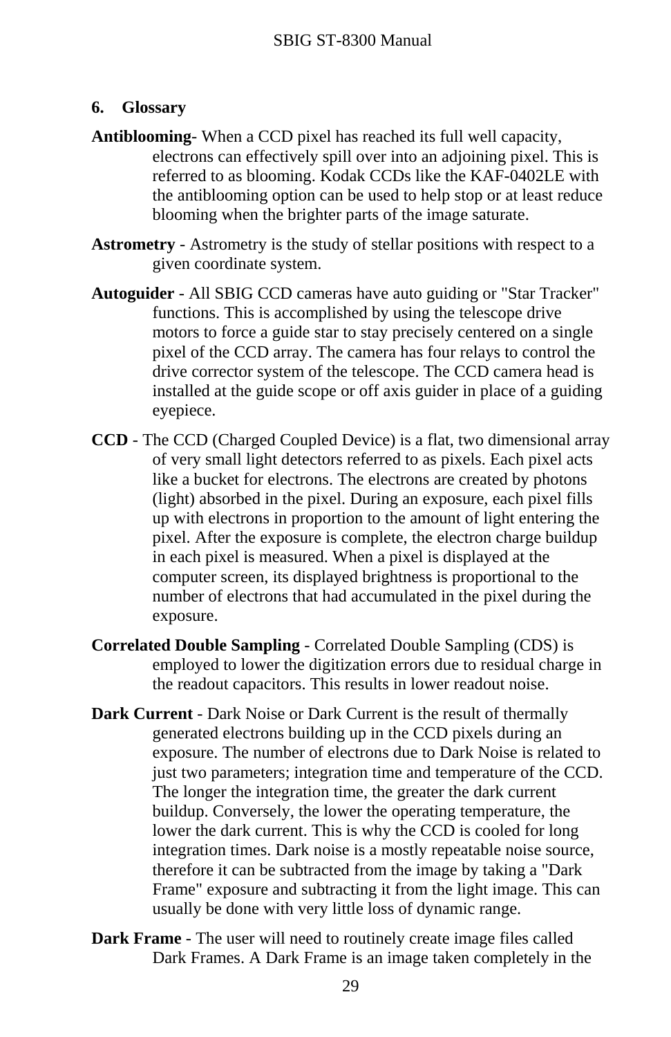## 6. Glossary

**Antiblooming**- When a CCD pixel has reached its full well capacity, electrons can effectively spill over into an adjoining pixel. This is referred to as blooming. Kodak CCDs like the KAF-0402LE with the antiblooming option can be used to help stop or at least reduce blooming when the brighter parts of the image saturate.

**Astrometry** - Astrometry is the study of stellar positions with respect to a given coordinate system.

**Autoguider** - All SBIG CCD cameras have auto guiding or "Star Tracker" functions. This is accomplished by using the telescope drive motors to force a guide star to stay precisely centered on a single pixel of the CCD array. The camera has four relays to control the drive corrector system of the telescope. The CCD camera head is installed at the guide scope or off axis guider in place of a guiding eyepiece.

**CCD** - The CCD (Charged Coupled Device) is a flat, two dimensional array of very small light detectors referred to as pixels. Each pixel acts like a bucket for electrons. The electrons are created by photons (light) absorbed in the pixel. During an exposure, each pixel fills up with electrons in proportion to the amount of light entering the pixel. After the exposure is complete, the electron charge buildup in each pixel is measured. When a pixel is displayed at the computer screen, its displayed brightness is proportional to the number of electrons that had accumulated in the pixel during the exposure.

**Correlated Double Sampling** - Correlated Double Sampling (CDS) is employed to lower the digitization errors due to residual charge in the readout capacitors. This results in lower readout noise.

**Dark Current** - Dark Noise or Dark Current is the result of thermally generated electrons building up in the CCD pixels during an exposure. The number of electrons due to Dark Noise is related to just two parameters; integration time and temperature of the CCD. The longer the integration time, the greater the dark current buildup. Conversely, the lower the operating temperature, the lower the dark current. This is why the CCD is cooled for long integration times. Dark noise is a mostly repeatable noise source, therefore it can be subtracted from the image by taking a "Dark Frame" exposure and subtracting it from the light image. This can usually be done with very little loss of dynamic range.

**Dark Frame** - The user will need to routinely create image files called Dark Frames. A Dark Frame is an image taken completely in the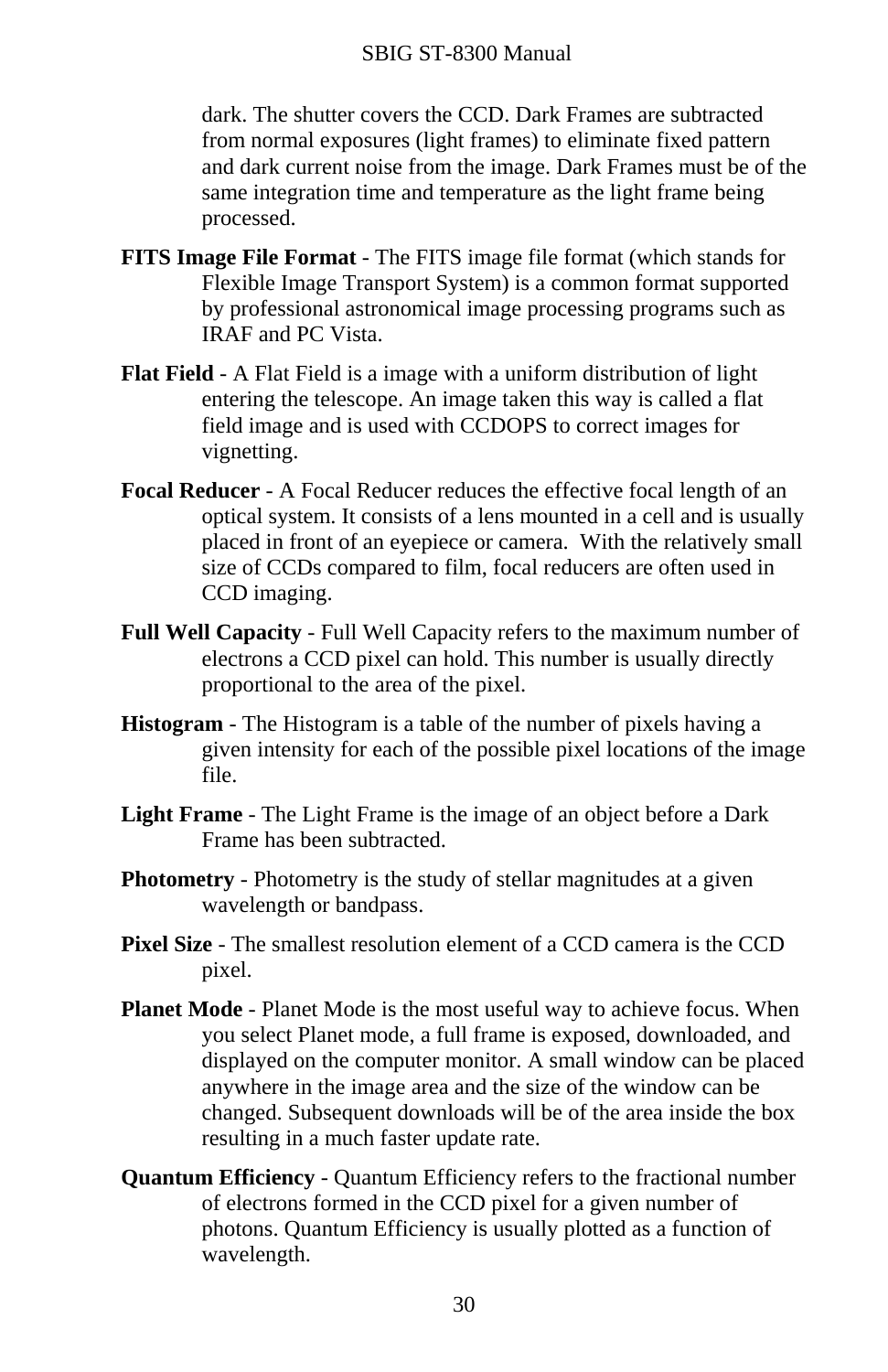dark. The shutter covers the CCD. Dark Frames are subtracted from normal exposures (light frames) to eliminate fixed pattern and dark current noise from the image. Dark Frames must be of the same integration time and temperature as the light frame being processed.

**FITS Image File Format** - The FITS image file format (which stands for Flexible Image Transport System) is a common format supported by professional astronomical image processing programs such as IRAF and PC Vista.

**Flat Field** - A Flat Field is a image with a uniform distribution of light entering the telescope. An image taken this way is called a flat field image and is used with CCDOPS to correct images for vignetting.

**Focal Reducer** - A Focal Reducer reduces the effective focal length of an optical system. It consists of a lens mounted in a cell and is usually placed in front of an eyepiece or camera. With the relatively small size of CCDs compared to film, focal reducers are often used in CCD imaging.

**Full Well Capacity** - Full Well Capacity refers to the maximum number of electrons a CCD pixel can hold. This number is usually directly proportional to the area of the pixel.

**Histogram** - The Histogram is a table of the number of pixels having a given intensity for each of the possible pixel locations of the image file.

**Light Frame** - The Light Frame is the image of an object before a Dark Frame has been subtracted.

**Photometry** - Photometry is the study of stellar magnitudes at a given wavelength or bandpass.

**Pixel Size** - The smallest resolution element of a CCD camera is the CCD pixel.

**Planet Mode** - Planet Mode is the most useful way to achieve focus. When you select Planet mode, a full frame is exposed, downloaded, and displayed on the computer monitor. A small window can be placed anywhere in the image area and the size of the window can be changed. Subsequent downloads will be of the area inside the box resulting in a much faster update rate.

**Quantum Efficiency** - Quantum Efficiency refers to the fractional number of electrons formed in the CCD pixel for a given number of photons. Quantum Efficiency is usually plotted as a function of wavelength.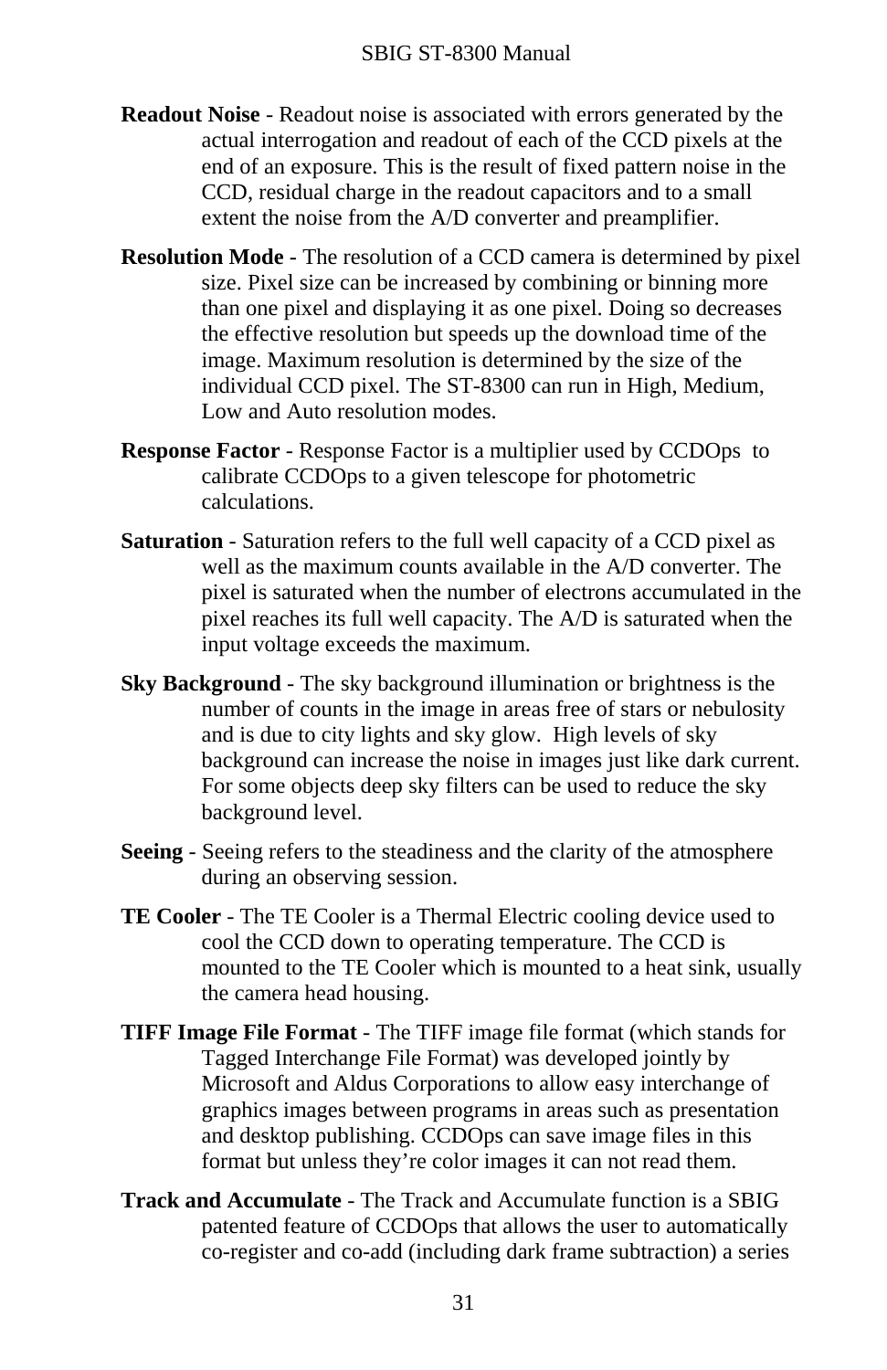**Readout Noise** - Readout noise is associated with errors generated by the actual interrogation and readout of each of the CCD pixels at the end of an exposure. This is the result of fixed pattern noise in the CCD, residual charge in the readout capacitors and to a small extent the noise from the A/D converter and preamplifier.

**Resolution Mode** - The resolution of a CCD camera is determined by pixel size. Pixel size can be increased by combining or binning more than one pixel and displaying it as one pixel. Doing so decreases the effective resolution but speeds up the download time of the image. Maximum resolution is determined by the size of the individual CCD pixel. The ST-8300 can run in High, Medium, Low and Auto resolution modes.

**Response Factor** - Response Factor is a multiplier used by CCDOps to calibrate CCDOps to a given telescope for photometric calculations.

**Saturation** - Saturation refers to the full well capacity of a CCD pixel as well as the maximum counts available in the A/D converter. The pixel is saturated when the number of electrons accumulated in the pixel reaches its full well capacity. The A/D is saturated when the input voltage exceeds the maximum.

**Sky Background** - The sky background illumination or brightness is the number of counts in the image in areas free of stars or nebulosity and is due to city lights and sky glow. High levels of sky background can increase the noise in images just like dark current. For some objects deep sky filters can be used to reduce the sky background level.

**Seeing** - Seeing refers to the steadiness and the clarity of the atmosphere during an observing session.

**TE Cooler** - The TE Cooler is a Thermal Electric cooling device used to cool the CCD down to operating temperature. The CCD is mounted to the TE Cooler which is mounted to a heat sink, usually the camera head housing.

**TIFF Image File Format** - The TIFF image file format (which stands for Tagged Interchange File Format) was developed jointly by Microsoft and Aldus Corporations to allow easy interchange of graphics images between programs in areas such as presentation and desktop publishing. CCDOps can save image files in this format but unless they're color images it can not read them.

**Track and Accumulate** - The Track and Accumulate function is a SBIG patented feature of CCDOps that allows the user to automatically co-register and co-add (including dark frame subtraction) a series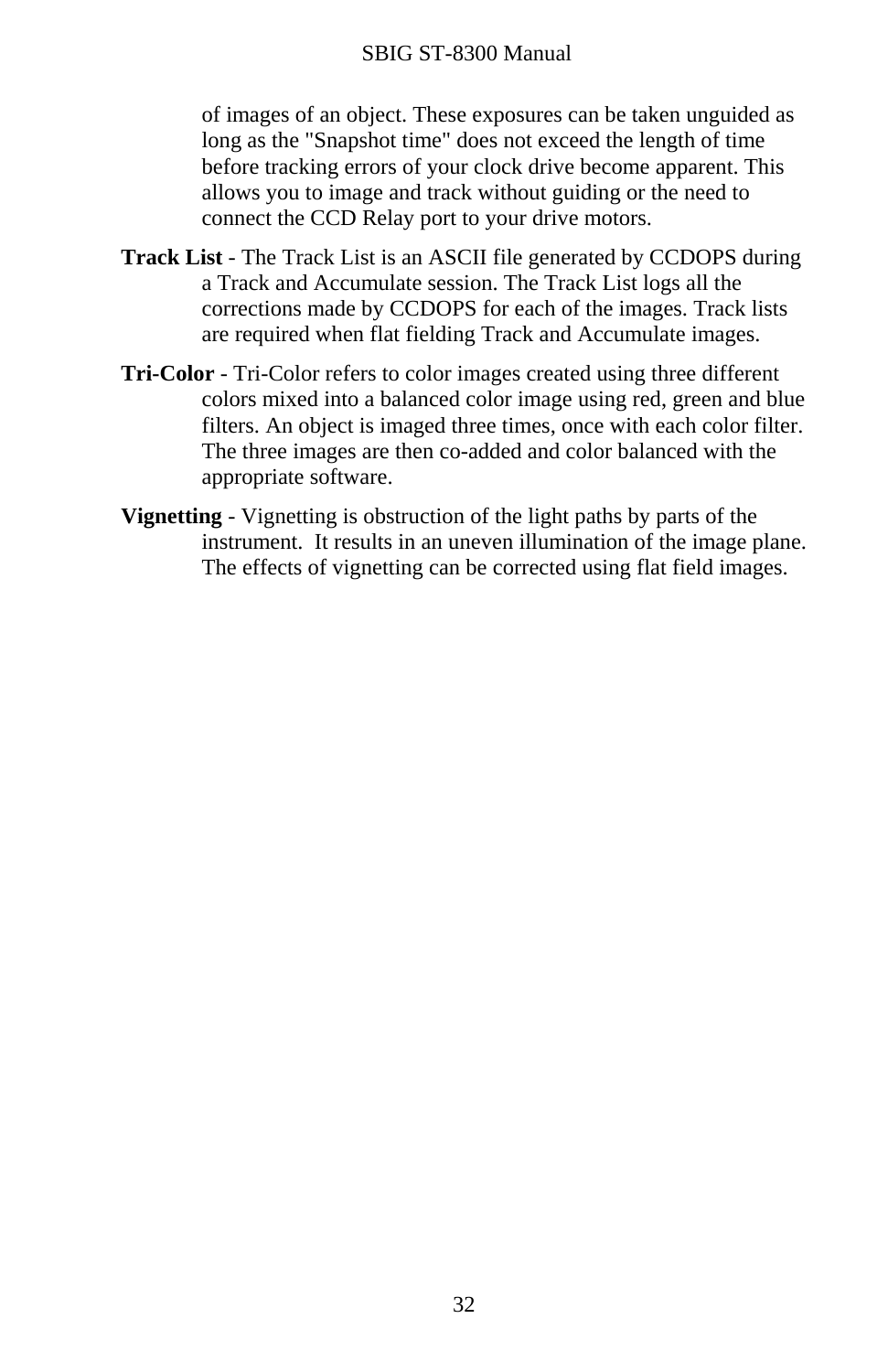of images of an object. These exposures can be taken unguided as long as the "Snapshot time" does not exceed the length of time before tracking errors of your clock drive become apparent. This allows you to image and track without guiding or the need to connect the CCD Relay port to your drive motors.

**Track List** - The Track List is an ASCII file generated by CCDOPS during a Track and Accumulate session. The Track List logs all the corrections made by CCDOPS for each of the images. Track lists are required when flat fielding Track and Accumulate images.

**Tri-Color** - Tri-Color refers to color images created using three different colors mixed into a balanced color image using red, green and blue filters. An object is imaged three times, once with each color filter. The three images are then co-added and color balanced with the appropriate software.

**Vignetting** - Vignetting is obstruction of the light paths by parts of the instrument. It results in an uneven illumination of the image plane. The effects of vignetting can be corrected using flat field images.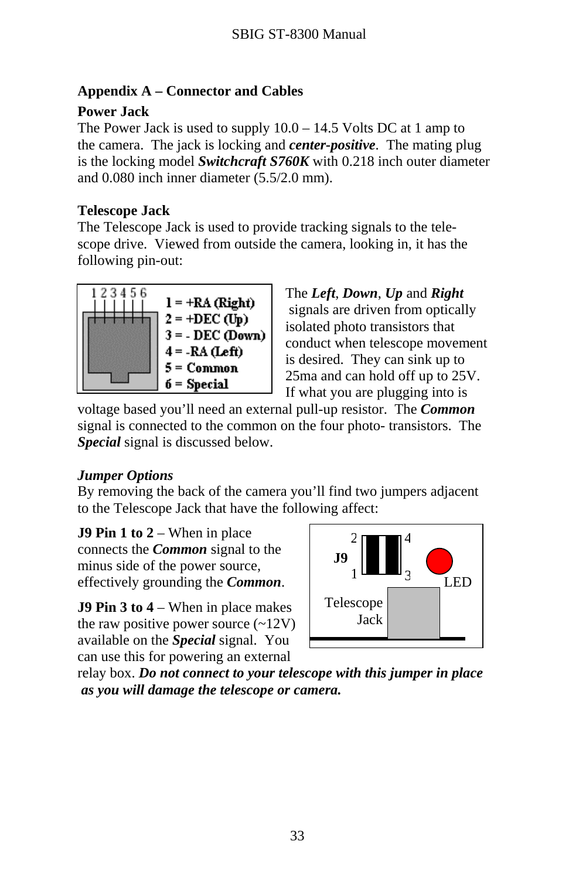## Appendix A – Connector and Cables

### Power Jack

The Power Jack is used to supply 10.0 – 14.5 Volts DC at 1 amp to the camera. The jack is locking and ***center-positive***. The mating plug is the locking model ***Switchcraft S760K*** with 0.218 inch outer diameter and 0.080 inch inner diameter (5.5/2.0 mm).

### Telescope Jack

The Telescope Jack is used to provide tracking signals to the telescope drive. Viewed from outside the camera, looking in, it has the following pin-out:

1 = +RA (Right)
2 = +DEC (Up)
3 = - DEC (Down)
4 = -RA (Left)
5 = Common
6 = Special

The ***Left***, ***Down***, ***Up*** and ***Right*** signals are driven from optically isolated photo transistors that conduct when telescope movement is desired. They can sink up to 25ma and can hold off up to 25V. If what you are plugging into is voltage based you'll need an external pull-up resistor. The ***Common*** signal is connected to the common on the four photo- transistors. The ***Special*** signal is discussed below.

### *Jumper Options*

By removing the back of the camera you'll find two jumpers adjacent to the Telescope Jack that have the following affect:

**J9 Pin 1 to 2** – When in place connects the ***Common*** signal to the minus side of the power source, effectively grounding the ***Common***.

**J9 Pin 3 to 4** – When in place makes the raw positive power source (~12V) available on the ***Special*** signal. You can use this for powering an external relay box. ***Do not connect to your telescope with this jumper in place as you will damage the telescope or camera.***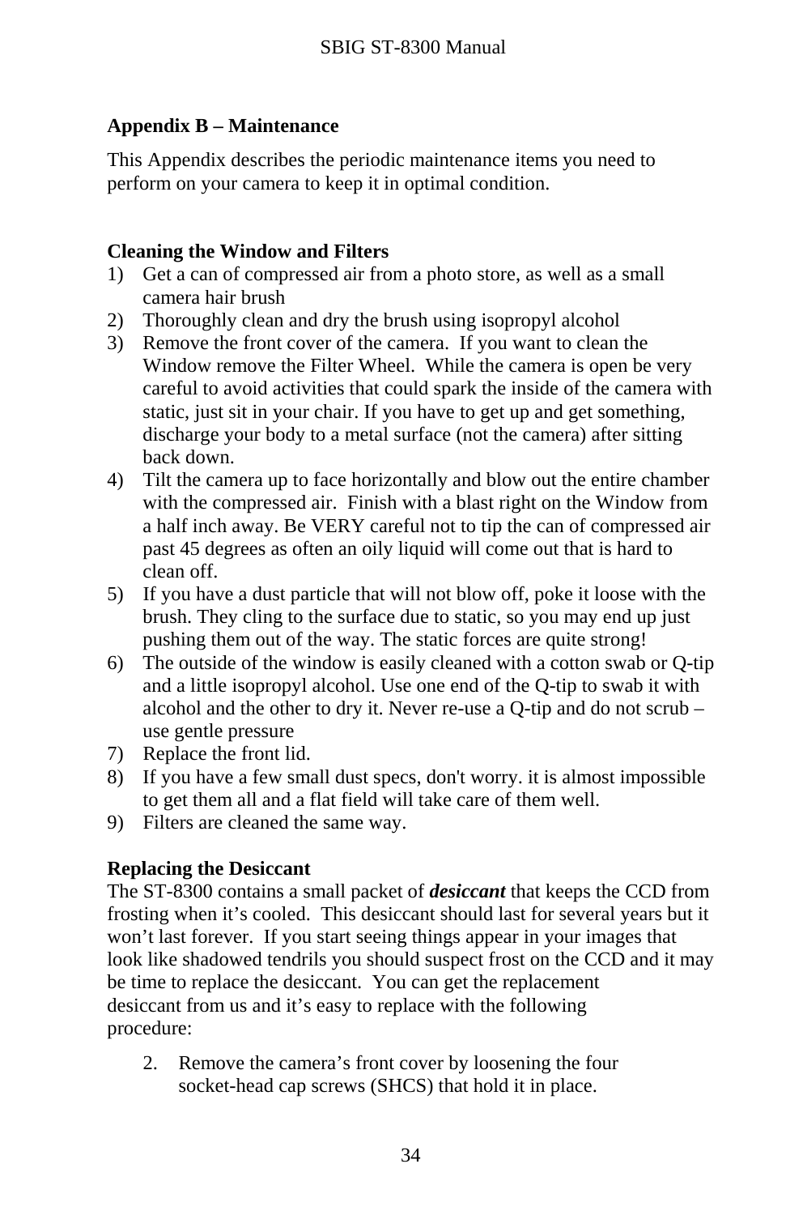## Appendix B – Maintenance

This Appendix describes the periodic maintenance items you need to perform on your camera to keep it in optimal condition.

### Cleaning the Window and Filters

1) Get a can of compressed air from a photo store, as well as a small camera hair brush
2) Thoroughly clean and dry the brush using isopropyl alcohol
3) Remove the front cover of the camera. If you want to clean the Window remove the Filter Wheel. While the camera is open be very careful to avoid activities that could spark the inside of the camera with static, just sit in your chair. If you have to get up and get something, discharge your body to a metal surface (not the camera) after sitting back down.
4) Tilt the camera up to face horizontally and blow out the entire chamber with the compressed air. Finish with a blast right on the Window from a half inch away. Be VERY careful not to tip the can of compressed air past 45 degrees as often an oily liquid will come out that is hard to clean off.
5) If you have a dust particle that will not blow off, poke it loose with the brush. They cling to the surface due to static, so you may end up just pushing them out of the way. The static forces are quite strong!
6) The outside of the window is easily cleaned with a cotton swab or Q-tip and a little isopropyl alcohol. Use one end of the Q-tip to swab it with alcohol and the other to dry it. Never re-use a Q-tip and do not scrub – use gentle pressure
7) Replace the front lid.
8) If you have a few small dust specs, don't worry. it is almost impossible to get them all and a flat field will take care of them well.
9) Filters are cleaned the same way.

### Replacing the Desiccant

The ST-8300 contains a small packet of ***desiccant*** that keeps the CCD from frosting when it's cooled. This desiccant should last for several years but it won't last forever. If you start seeing things appear in your images that look like shadowed tendrils you should suspect frost on the CCD and it may be time to replace the desiccant. You can get the replacement desiccant from us and it's easy to replace with the following procedure:

2. Remove the camera's front cover by loosening the four socket-head cap screws (SHCS) that hold it in place.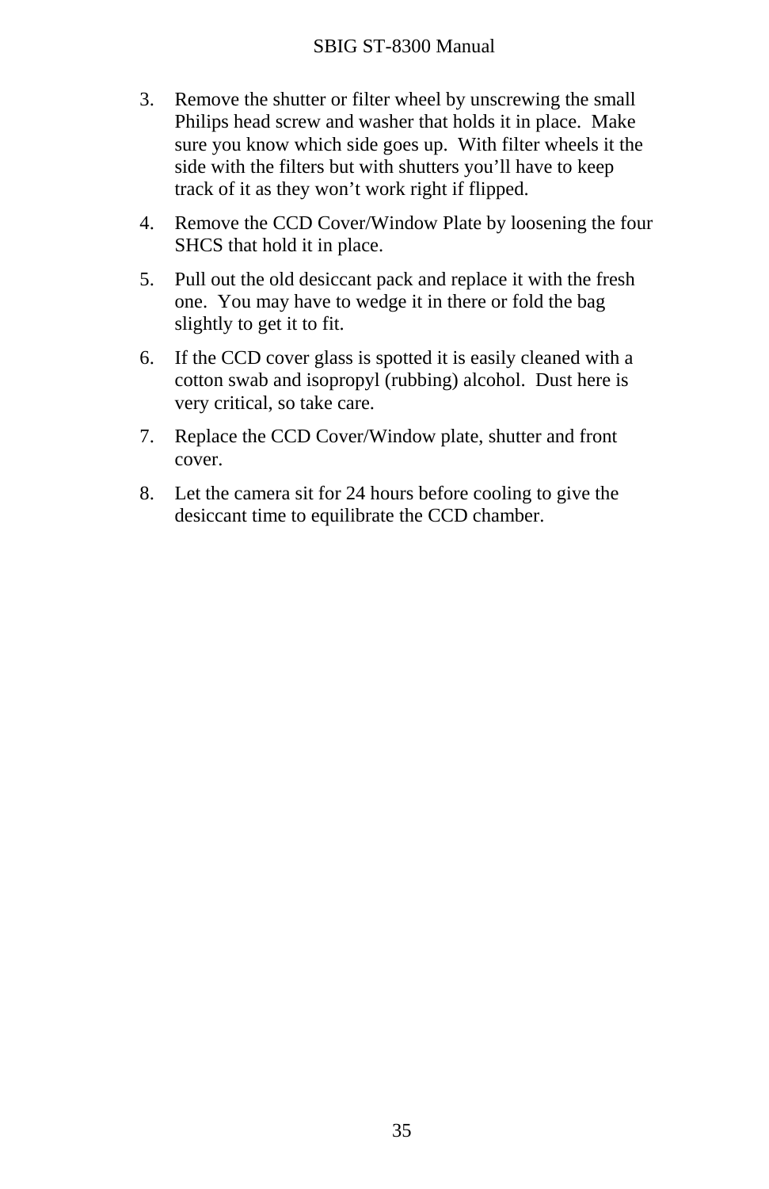3. Remove the shutter or filter wheel by unscrewing the small Philips head screw and washer that holds it in place. Make sure you know which side goes up. With filter wheels it the side with the filters but with shutters you'll have to keep track of it as they won't work right if flipped.
4. Remove the CCD Cover/Window Plate by loosening the four SHCS that hold it in place.
5. Pull out the old desiccant pack and replace it with the fresh one. You may have to wedge it in there or fold the bag slightly to get it to fit.
6. If the CCD cover glass is spotted it is easily cleaned with a cotton swab and isopropyl (rubbing) alcohol. Dust here is very critical, so take care.
7. Replace the CCD Cover/Window plate, shutter and front cover.
8. Let the camera sit for 24 hours before cooling to give the desiccant time to equilibrate the CCD chamber.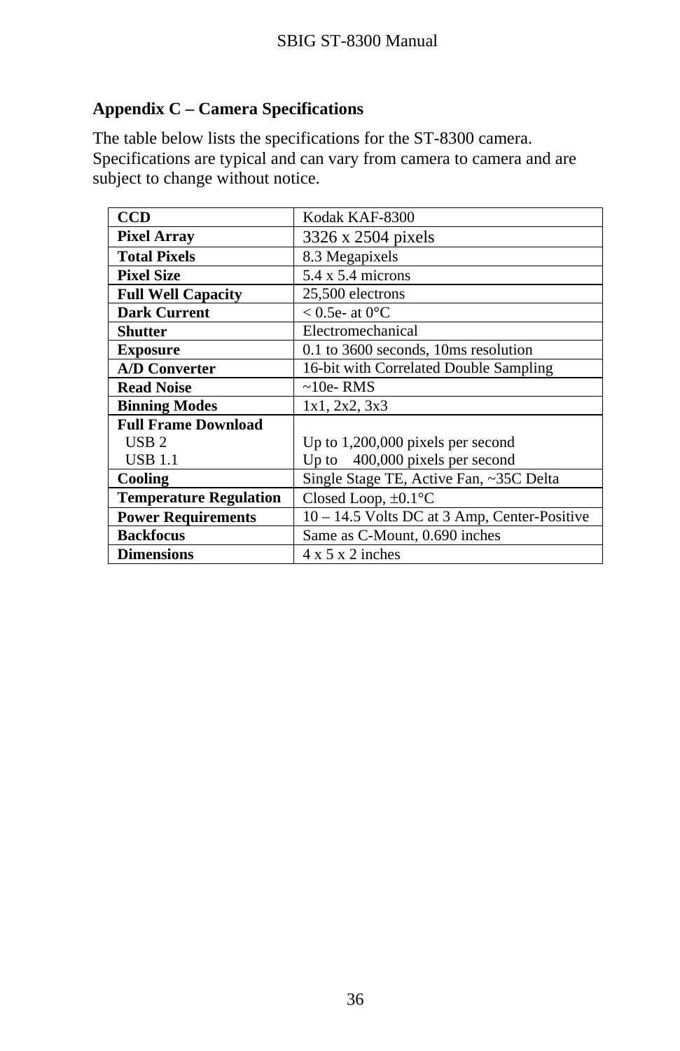## Appendix C – Camera Specifications

The table below lists the specifications for the ST-8300 camera. Specifications are typical and can vary from camera to camera and are subject to change without notice.

| | |
|---|---|
| **CCD** | Kodak KAF-8300 |
| **Pixel Array** | 3326 x 2504 pixels |
| **Total Pixels** | 8.3 Megapixels |
| **Pixel Size** | 5.4 x 5.4 microns |
| **Full Well Capacity** | 25,500 electrons |
| **Dark Current** | < 0.5e- at 0°C |
| **Shutter** | Electromechanical |
| **Exposure** | 0.1 to 3600 seconds, 10ms resolution |
| **A/D Converter** | 16-bit with Correlated Double Sampling |
| **Read Noise** | ~10e- RMS |
| **Binning Modes** | 1x1, 2x2, 3x3 |
| **Full Frame Download** | |
| USB 2 | Up to 1,200,000 pixels per second |
| USB 1.1 | Up to 400,000 pixels per second |
| **Cooling** | Single Stage TE, Active Fan, ~35C Delta |
| **Temperature Regulation** | Closed Loop, ±0.1°C |
| **Power Requirements** | 10 – 14.5 Volts DC at 3 Amp, Center-Positive |
| **Backfocus** | Same as C-Mount, 0.690 inches |
| **Dimensions** | 4 x 5 x 2 inches |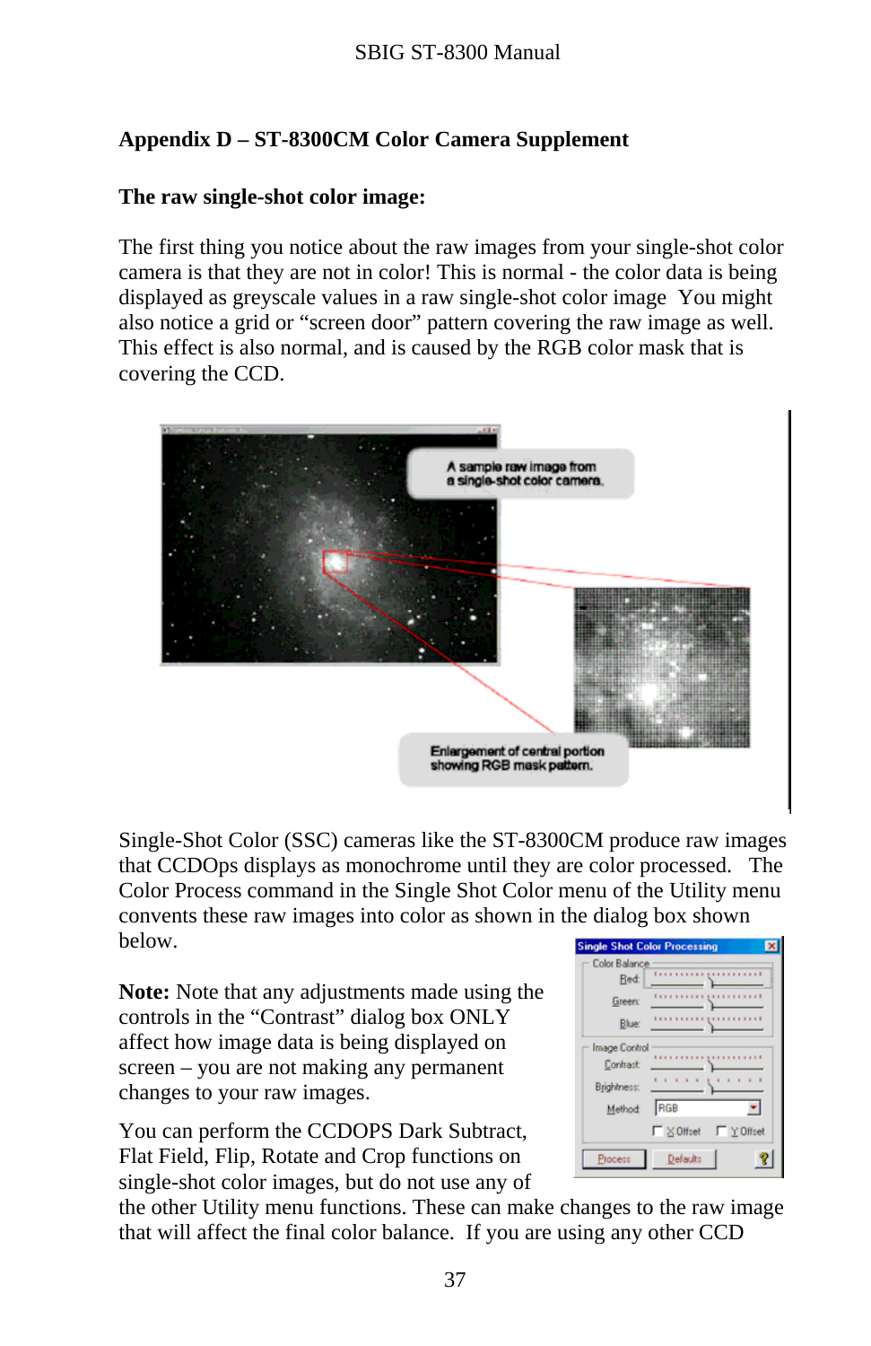## Appendix D – ST-8300CM Color Camera Supplement

### The raw single-shot color image:

The first thing you notice about the raw images from your single-shot color camera is that they are not in color! This is normal - the color data is being displayed as greyscale values in a raw single-shot color image  You might also notice a grid or “screen door” pattern covering the raw image as well. This effect is also normal, and is caused by the RGB color mask that is covering the CCD.

Single-Shot Color (SSC) cameras like the ST-8300CM produce raw images that CCDOps displays as monochrome until they are color processed.   The Color Process command in the Single Shot Color menu of the Utility menu convents these raw images into color as shown in the dialog box shown below.

**Note:** Note that any adjustments made using the controls in the “Contrast” dialog box ONLY affect how image data is being displayed on screen – you are not making any permanent changes to your raw images.

You can perform the CCDOPS Dark Subtract, Flat Field, Flip, Rotate and Crop functions on single-shot color images, but do not use any of the other Utility menu functions. These can make changes to the raw image that will affect the final color balance.  If you are using any other CCD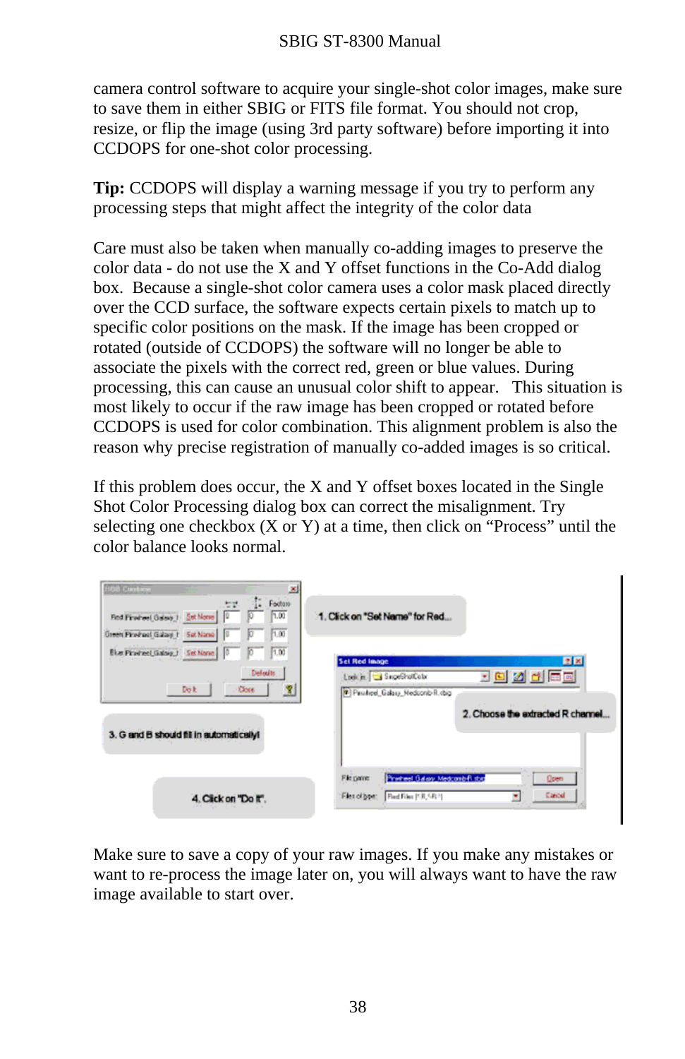camera control software to acquire your single-shot color images, make sure to save them in either SBIG or FITS file format. You should not crop, resize, or flip the image (using 3rd party software) before importing it into CCDOPS for one-shot color processing.

**Tip:** CCDOPS will display a warning message if you try to perform any processing steps that might affect the integrity of the color data

Care must also be taken when manually co-adding images to preserve the color data - do not use the X and Y offset functions in the Co-Add dialog box. Because a single-shot color camera uses a color mask placed directly over the CCD surface, the software expects certain pixels to match up to specific color positions on the mask. If the image has been cropped or rotated (outside of CCDOPS) the software will no longer be able to associate the pixels with the correct red, green or blue values. During processing, this can cause an unusual color shift to appear. This situation is most likely to occur if the raw image has been cropped or rotated before CCDOPS is used for color combination. This alignment problem is also the reason why precise registration of manually co-added images is so critical.

If this problem does occur, the X and Y offset boxes located in the Single Shot Color Processing dialog box can correct the misalignment. Try selecting one checkbox (X or Y) at a time, then click on "Process" until the color balance looks normal.

1. Click on "Set Name" for Red...

2. Choose the extracted R channel...

3. G and B should fill in automatically!

4. Click on "Do it".

Make sure to save a copy of your raw images. If you make any mistakes or want to re-process the image later on, you will always want to have the raw image available to start over.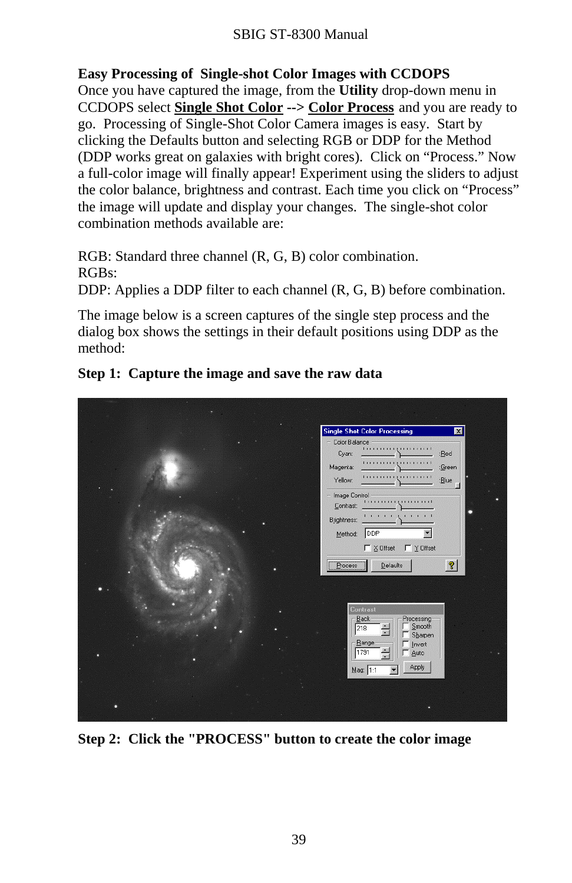## Easy Processing of Single-shot Color Images with CCDOPS

Once you have captured the image, from the **Utility** drop-down menu in CCDOPS select **Single Shot Color --> Color Process** and you are ready to go. Processing of Single-Shot Color Camera images is easy. Start by clicking the Defaults button and selecting RGB or DDP for the Method (DDP works great on galaxies with bright cores). Click on "Process." Now a full-color image will finally appear! Experiment using the sliders to adjust the color balance, brightness and contrast. Each time you click on "Process" the image will update and display your changes. The single-shot color combination methods available are:

RGB: Standard three channel (R, G, B) color combination.
RGBs:
DDP: Applies a DDP filter to each channel (R, G, B) before combination.

The image below is a screen captures of the single step process and the dialog box shows the settings in their default positions using DDP as the method:

**Step 1: Capture the image and save the raw data**

**Step 2: Click the "PROCESS" button to create the color image**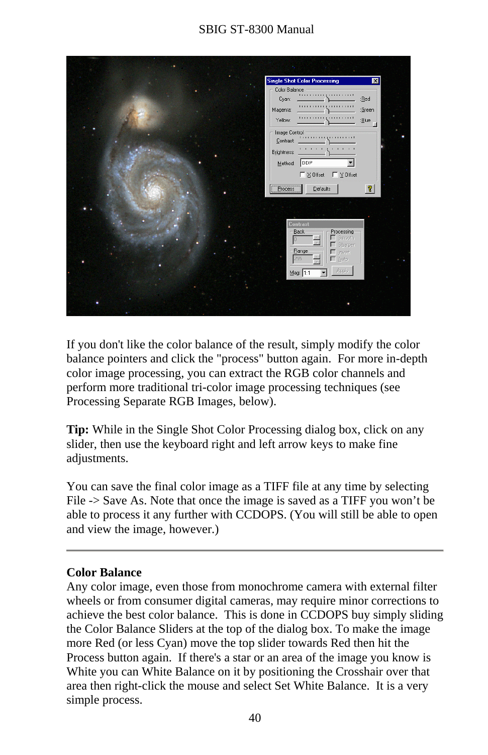If you don't like the color balance of the result, simply modify the color balance pointers and click the "process" button again. For more in-depth color image processing, you can extract the RGB color channels and perform more traditional tri-color image processing techniques (see Processing Separate RGB Images, below).

**Tip:** While in the Single Shot Color Processing dialog box, click on any slider, then use the keyboard right and left arrow keys to make fine adjustments.

You can save the final color image as a TIFF file at any time by selecting File -> Save As. Note that once the image is saved as a TIFF you won't be able to process it any further with CCDOPS. (You will still be able to open and view the image, however.)

---

**Color Balance**

Any color image, even those from monochrome camera with external filter wheels or from consumer digital cameras, may require minor corrections to achieve the best color balance. This is done in CCDOPS buy simply sliding the Color Balance Sliders at the top of the dialog box. To make the image more Red (or less Cyan) move the top slider towards Red then hit the Process button again. If there's a star or an area of the image you know is White you can White Balance on it by positioning the Crosshair over that area then right-click the mouse and select Set White Balance. It is a very simple process.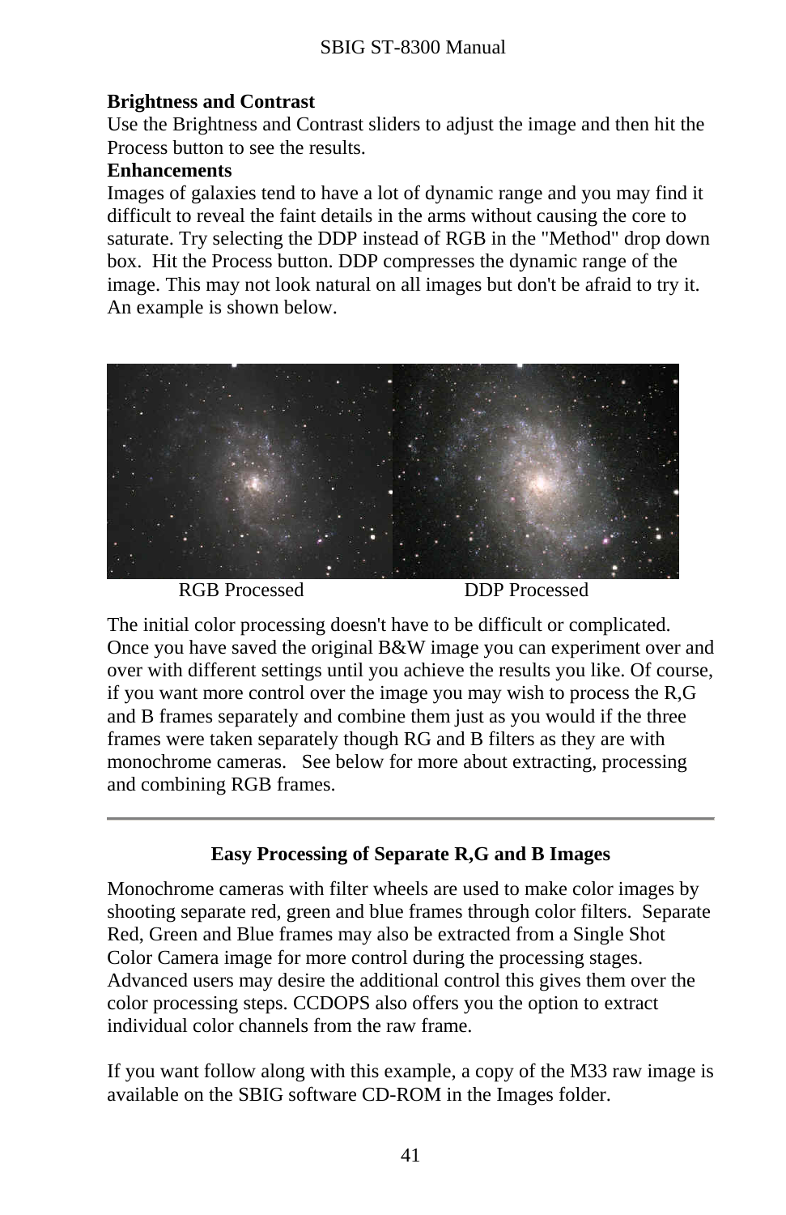**Brightness and Contrast**

Use the Brightness and Contrast sliders to adjust the image and then hit the Process button to see the results.

**Enhancements**

Images of galaxies tend to have a lot of dynamic range and you may find it difficult to reveal the faint details in the arms without causing the core to saturate. Try selecting the DDP instead of RGB in the "Method" drop down box. Hit the Process button. DDP compresses the dynamic range of the image. This may not look natural on all images but don't be afraid to try it. An example is shown below.

RGB Processed DDP Processed

The initial color processing doesn't have to be difficult or complicated. Once you have saved the original B&W image you can experiment over and over with different settings until you achieve the results you like. Of course, if you want more control over the image you may wish to process the R,G and B frames separately and combine them just as you would if the three frames were taken separately though RG and B filters as they are with monochrome cameras. See below for more about extracting, processing and combining RGB frames.

---

## Easy Processing of Separate R,G and B Images

Monochrome cameras with filter wheels are used to make color images by shooting separate red, green and blue frames through color filters. Separate Red, Green and Blue frames may also be extracted from a Single Shot Color Camera image for more control during the processing stages. Advanced users may desire the additional control this gives them over the color processing steps. CCDOPS also offers you the option to extract individual color channels from the raw frame.

If you want follow along with this example, a copy of the M33 raw image is available on the SBIG software CD-ROM in the Images folder.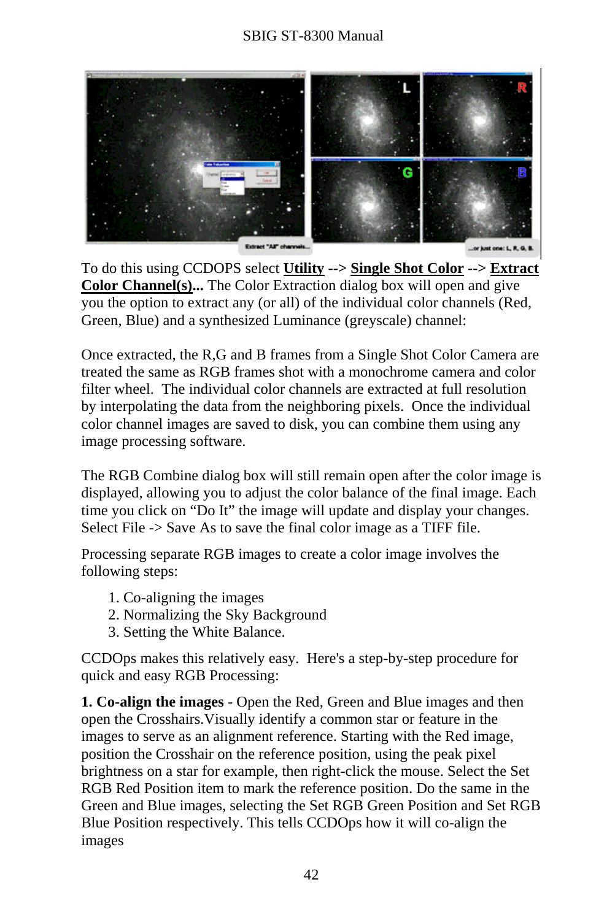To do this using CCDOPS select **Utility** --> **Single Shot Color** --> **Extract Color Channel(s)...** The Color Extraction dialog box will open and give you the option to extract any (or all) of the individual color channels (Red, Green, Blue) and a synthesized Luminance (greyscale) channel:

Once extracted, the R,G and B frames from a Single Shot Color Camera are treated the same as RGB frames shot with a monochrome camera and color filter wheel. The individual color channels are extracted at full resolution by interpolating the data from the neighboring pixels. Once the individual color channel images are saved to disk, you can combine them using any image processing software.

The RGB Combine dialog box will still remain open after the color image is displayed, allowing you to adjust the color balance of the final image. Each time you click on "Do It" the image will update and display your changes. Select File -> Save As to save the final color image as a TIFF file.

Processing separate RGB images to create a color image involves the following steps:

1. Co-aligning the images
2. Normalizing the Sky Background
3. Setting the White Balance.

CCDOps makes this relatively easy. Here's a step-by-step procedure for quick and easy RGB Processing:

**1. Co-align the images** - Open the Red, Green and Blue images and then open the Crosshairs.Visually identify a common star or feature in the images to serve as an alignment reference. Starting with the Red image, position the Crosshair on the reference position, using the peak pixel brightness on a star for example, then right-click the mouse. Select the Set RGB Red Position item to mark the reference position. Do the same in the Green and Blue images, selecting the Set RGB Green Position and Set RGB Blue Position respectively. This tells CCDOps how it will co-align the images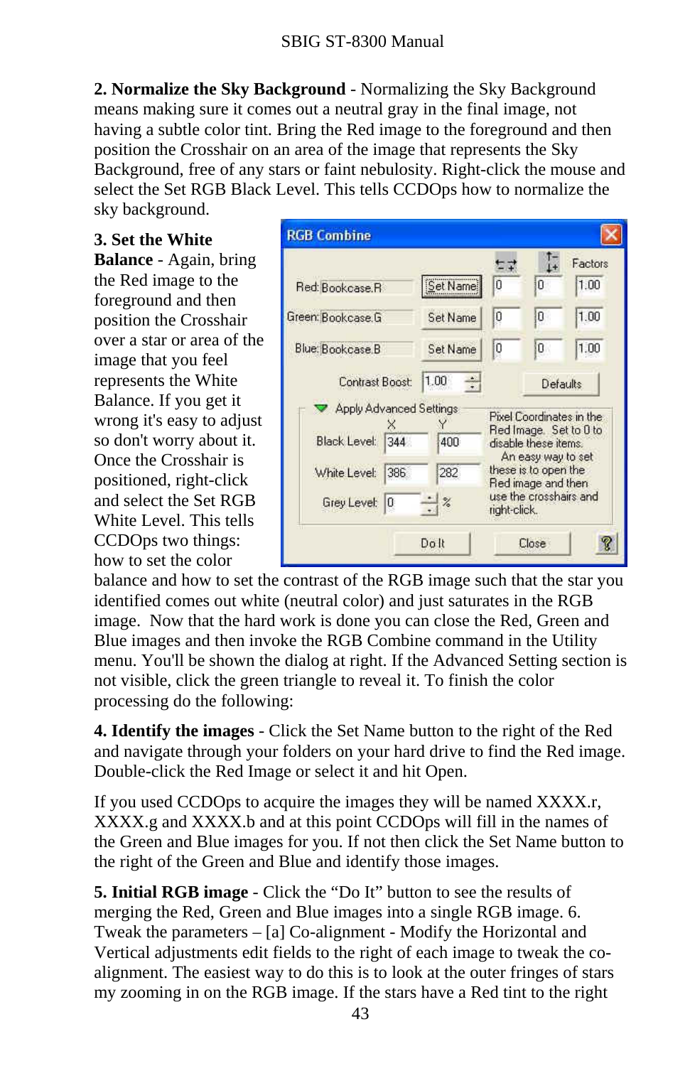**2. Normalize the Sky Background** - Normalizing the Sky Background means making sure it comes out a neutral gray in the final image, not having a subtle color tint. Bring the Red image to the foreground and then position the Crosshair on an area of the image that represents the Sky Background, free of any stars or faint nebulosity. Right-click the mouse and select the Set RGB Black Level. This tells CCDOps how to normalize the sky background.

**3. Set the White Balance** - Again, bring the Red image to the foreground and then position the Crosshair over a star or area of the image that you feel represents the White Balance. If you get it wrong it's easy to adjust so don't worry about it. Once the Crosshair is positioned, right-click and select the Set RGB White Level. This tells CCDOps two things: how to set the color balance and how to set the contrast of the RGB image such that the star you identified comes out white (neutral color) and just saturates in the RGB image. Now that the hard work is done you can close the Red, Green and Blue images and then invoke the RGB Combine command in the Utility menu. You'll be shown the dialog at right. If the Advanced Setting section is not visible, click the green triangle to reveal it. To finish the color processing do the following:

**4. Identify the images** - Click the Set Name button to the right of the Red and navigate through your folders on your hard drive to find the Red image. Double-click the Red Image or select it and hit Open.

If you used CCDOps to acquire the images they will be named XXXX.r, XXXX.g and XXXX.b and at this point CCDOps will fill in the names of the Green and Blue images for you. If not then click the Set Name button to the right of the Green and Blue and identify those images.

**5. Initial RGB image** - Click the "Do It" button to see the results of merging the Red, Green and Blue images into a single RGB image. 6. Tweak the parameters – [a] Co-alignment - Modify the Horizontal and Vertical adjustments edit fields to the right of each image to tweak the co-alignment. The easiest way to do this is to look at the outer fringes of stars my zooming in on the RGB image. If the stars have a Red tint to the right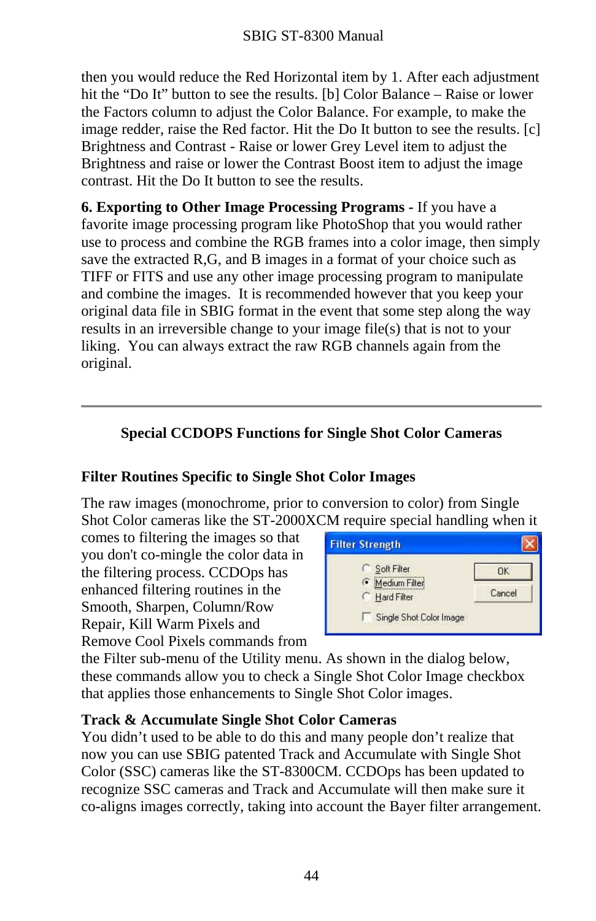then you would reduce the Red Horizontal item by 1. After each adjustment hit the “Do It” button to see the results. [b] Color Balance – Raise or lower the Factors column to adjust the Color Balance. For example, to make the image redder, raise the Red factor. Hit the Do It button to see the results. [c] Brightness and Contrast - Raise or lower Grey Level item to adjust the Brightness and raise or lower the Contrast Boost item to adjust the image contrast. Hit the Do It button to see the results.

**6. Exporting to Other Image Processing Programs -** If you have a favorite image processing program like PhotoShop that you would rather use to process and combine the RGB frames into a color image, then simply save the extracted R,G, and B images in a format of your choice such as TIFF or FITS and use any other image processing program to manipulate and combine the images. It is recommended however that you keep your original data file in SBIG format in the event that some step along the way results in an irreversible change to your image file(s) that is not to your liking. You can always extract the raw RGB channels again from the original.

---

## Special CCDOPS Functions for Single Shot Color Cameras

### Filter Routines Specific to Single Shot Color Images

The raw images (monochrome, prior to conversion to color) from Single Shot Color cameras like the ST-2000XCM require special handling when it comes to filtering the images so that you don't co-mingle the color data in the filtering process. CCDOps has enhanced filtering routines in the Smooth, Sharpen, Column/Row Repair, Kill Warm Pixels and Remove Cool Pixels commands from the Filter sub-menu of the Utility menu. As shown in the dialog below, these commands allow you to check a Single Shot Color Image checkbox that applies those enhancements to Single Shot Color images.

**Filter Strength**

- ( ) Soft Filter
- (•) Medium Filter
- ( ) Hard Filter
- [ ] Single Shot Color Image

[OK] [Cancel]

### Track & Accumulate Single Shot Color Cameras

You didn’t used to be able to do this and many people don’t realize that now you can use SBIG patented Track and Accumulate with Single Shot Color (SSC) cameras like the ST-8300CM. CCDOps has been updated to recognize SSC cameras and Track and Accumulate will then make sure it co-aligns images correctly, taking into account the Bayer filter arrangement.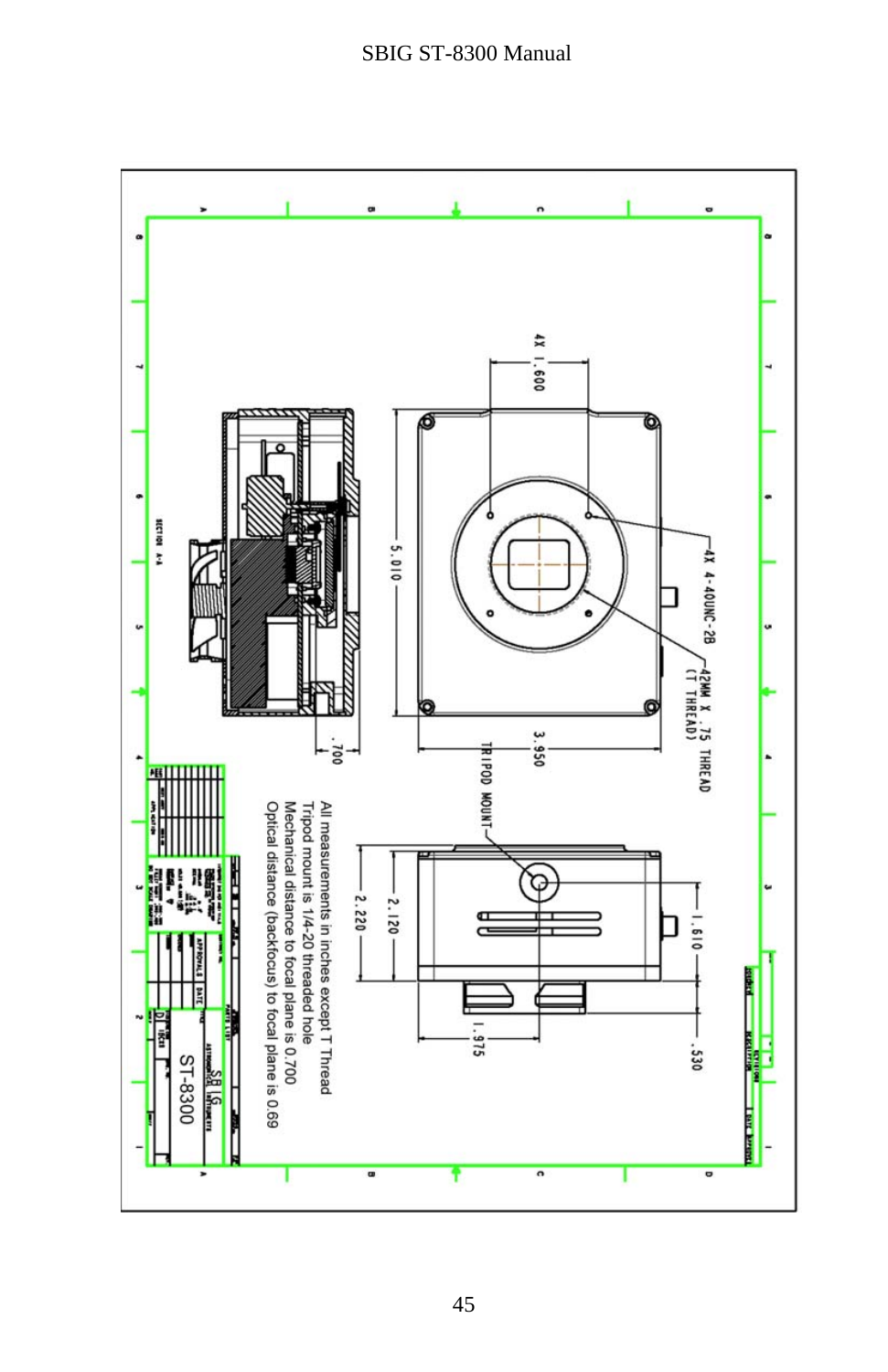4X 1.600

4X 4-40UNC-2B

42MM X .75 THREAD
(T THREAD)

5.010

3.950

.700

SECTION A-A

TRIPOD MOUNT

1.610

.530

2.120

2.220

1.975

All measurements in inches except T Thread
Tripod mount is 1/4-20 threaded hole
Mechanical distance to focal plane is 0.700
Optical distance (backfocus) to focal plane is 0.69

SBIG
ASTRONOMICAL INSTRUMENTS

ST-8300